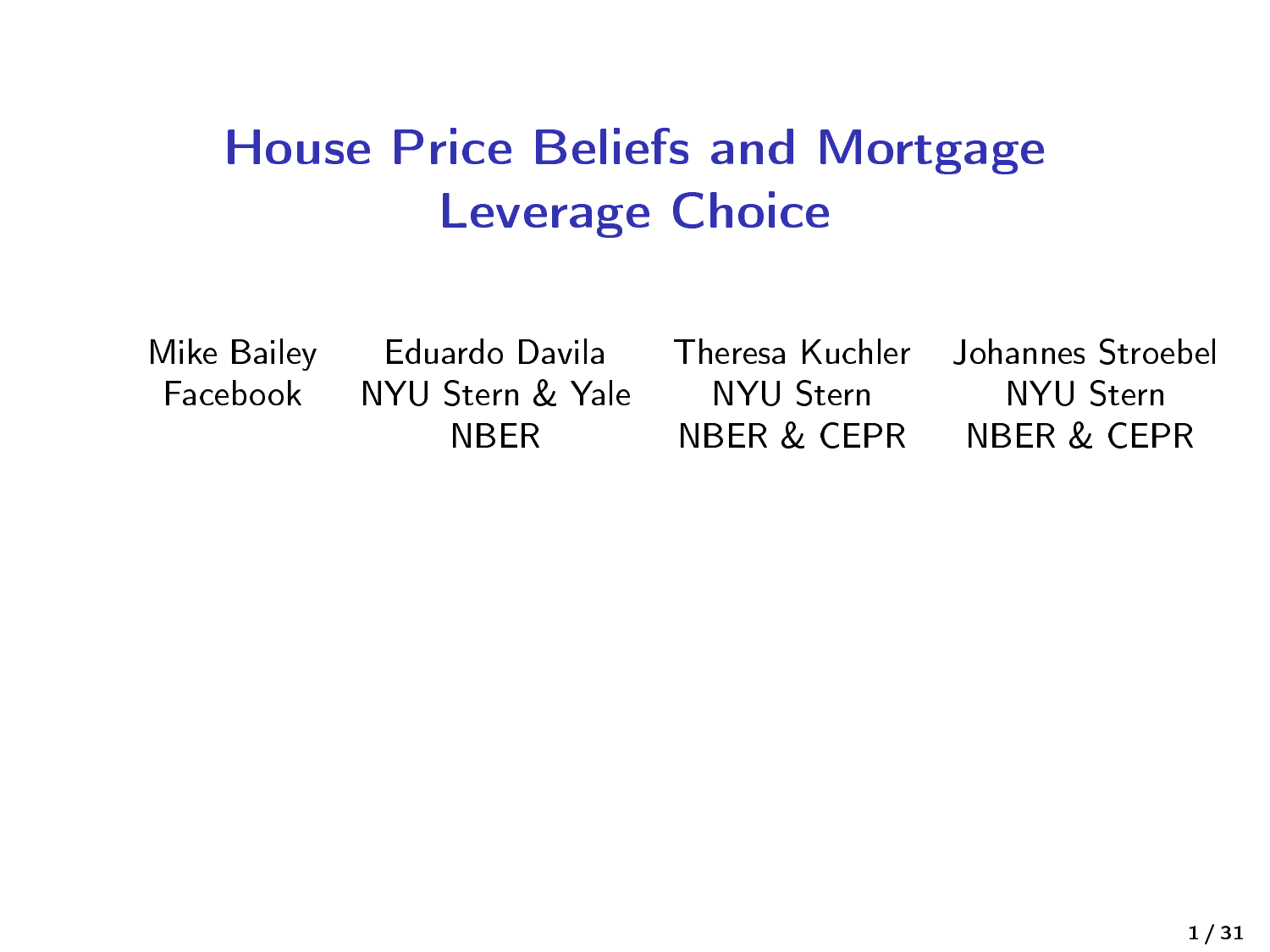# House Price Beliefs and Mortgage Leverage Choice

| Mike Bailey | Eduardo Davila | Theresa Kuchler | Johannes Stroebel |
|---|---|---|---|
| Facebook | NYU Stern & Yale | NYU Stern | NYU Stern |
| | NBER | NBER & CEPR | NBER & CEPR |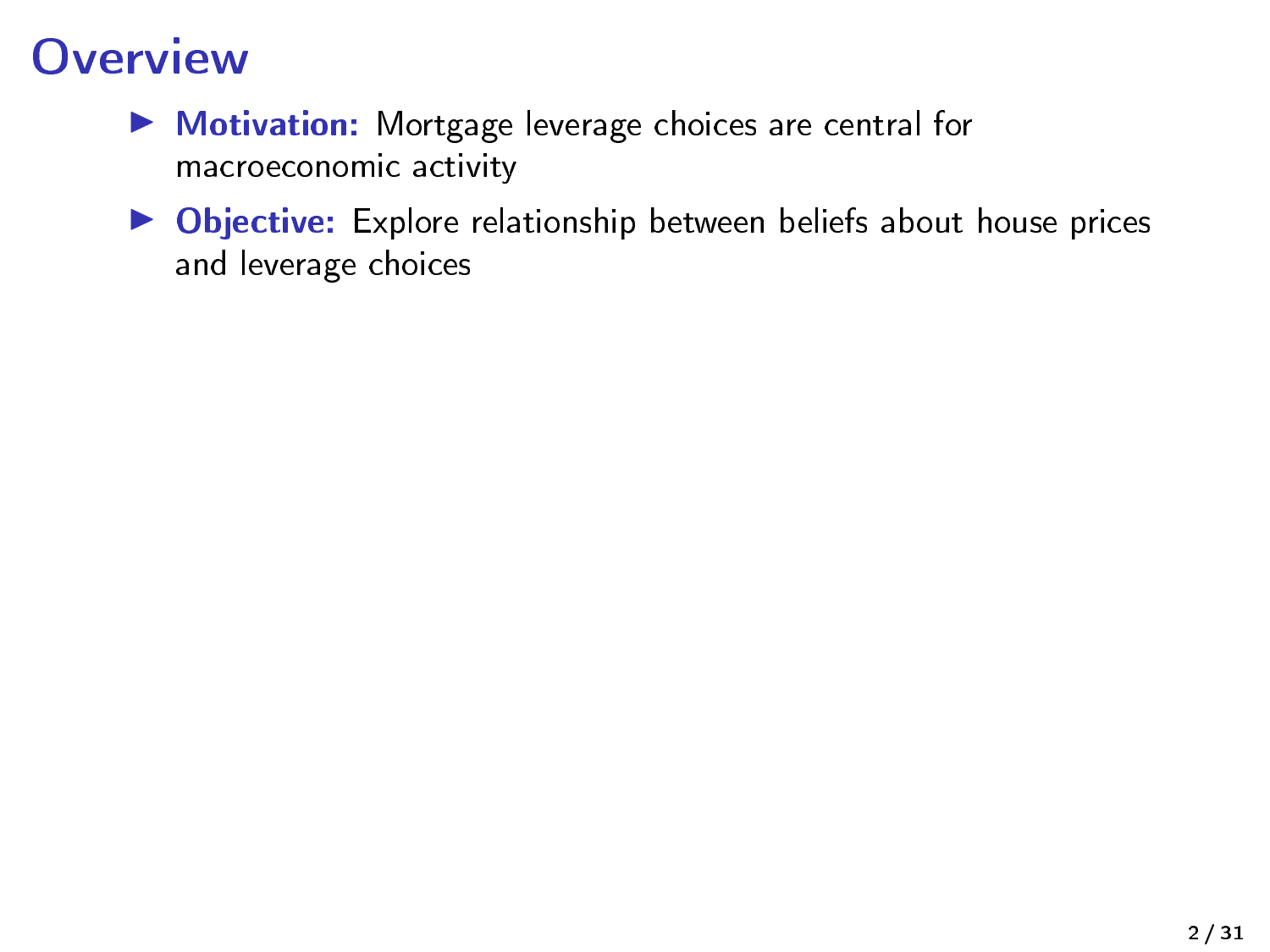# Overview

- **Motivation:** Mortgage leverage choices are central for macroeconomic activity
- **Objective:** Explore relationship between beliefs about house prices and leverage choices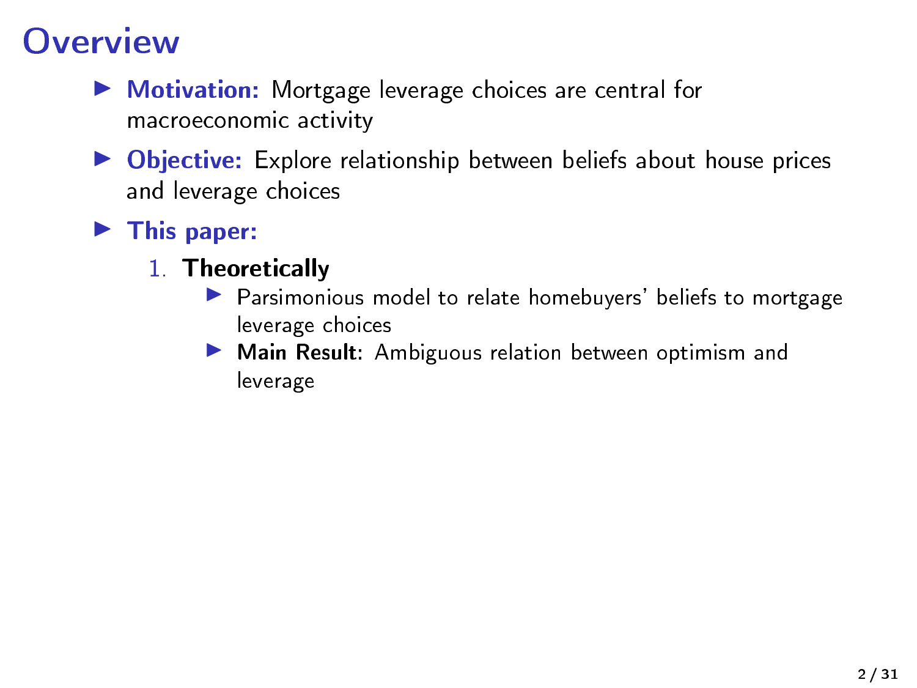# Overview

- **Motivation:** Mortgage leverage choices are central for macroeconomic activity
- **Objective:** Explore relationship between beliefs about house prices and leverage choices
- **This paper:**
  1. **Theoretically**
     - Parsimonious model to relate homebuyers' beliefs to mortgage leverage choices
     - **Main Result:** Ambiguous relation between optimism and leverage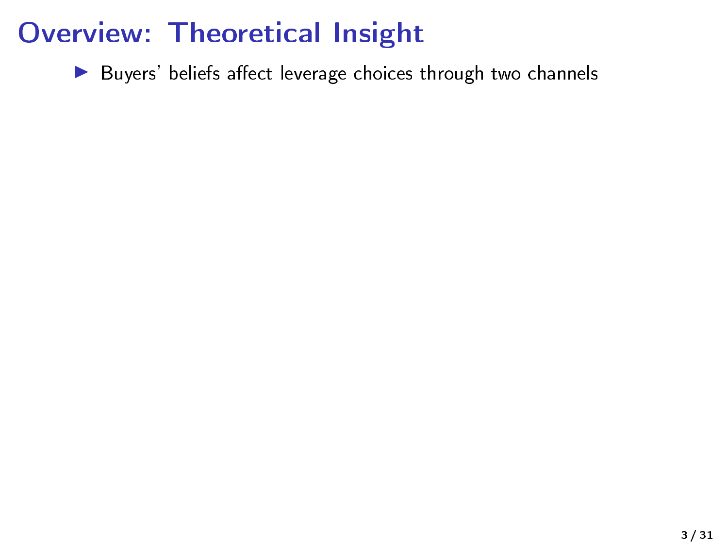# Overview: Theoretical Insight

- Buyers' beliefs affect leverage choices through two channels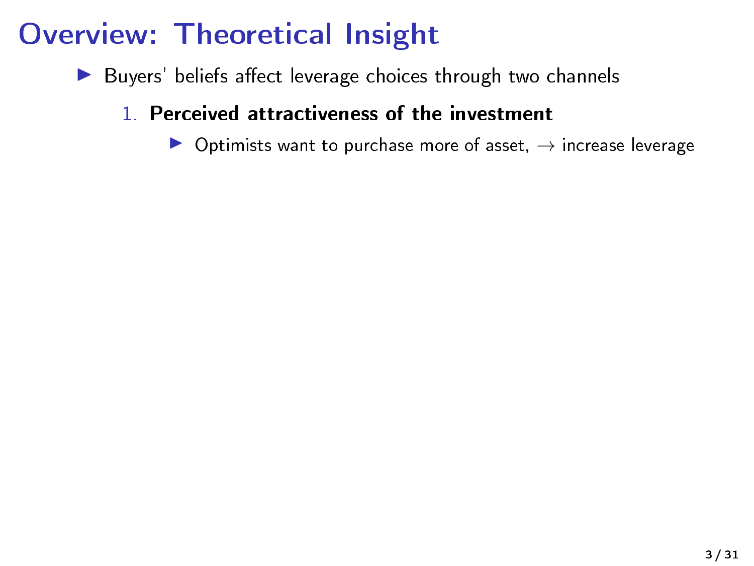# Overview: Theoretical Insight

- Buyers' beliefs affect leverage choices through two channels
  1. **Perceived attractiveness of the investment**
     - Optimists want to purchase more of asset, $\rightarrow$ increase leverage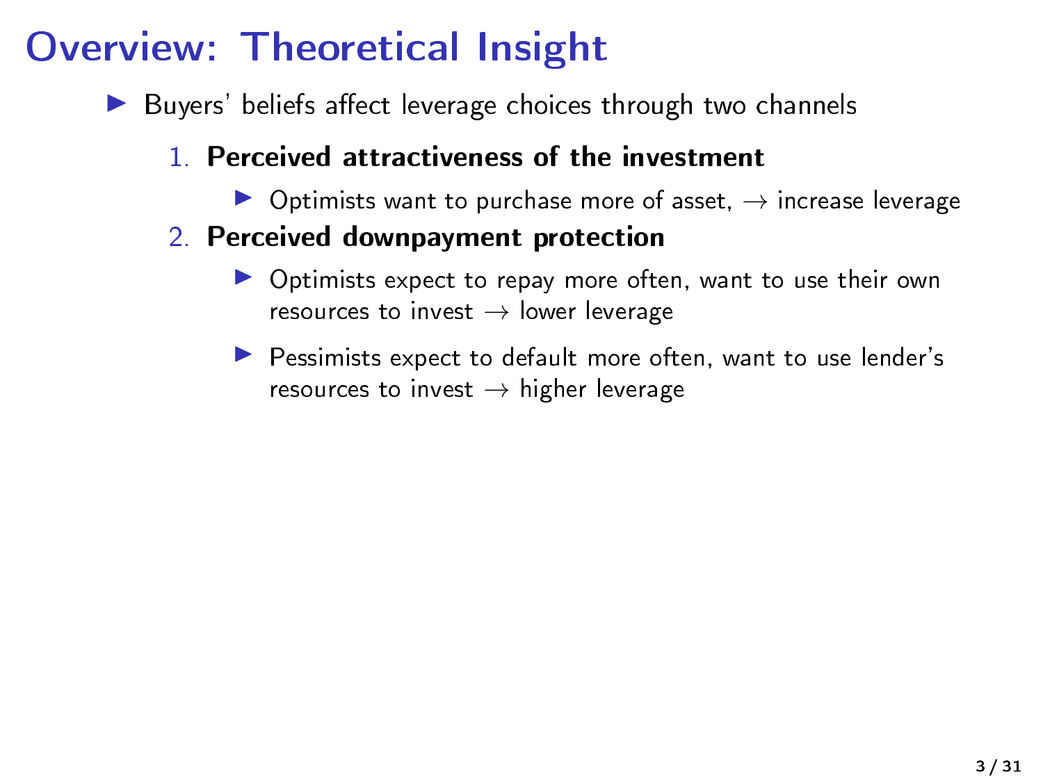# Overview: Theoretical Insight

- Buyers' beliefs affect leverage choices through two channels
  1. **Perceived attractiveness of the investment**
     - Optimists want to purchase more of asset, $\rightarrow$ increase leverage
  2. **Perceived downpayment protection**
     - Optimists expect to repay more often, want to use their own resources to invest $\rightarrow$ lower leverage
     - Pessimists expect to default more often, want to use lender's resources to invest $\rightarrow$ higher leverage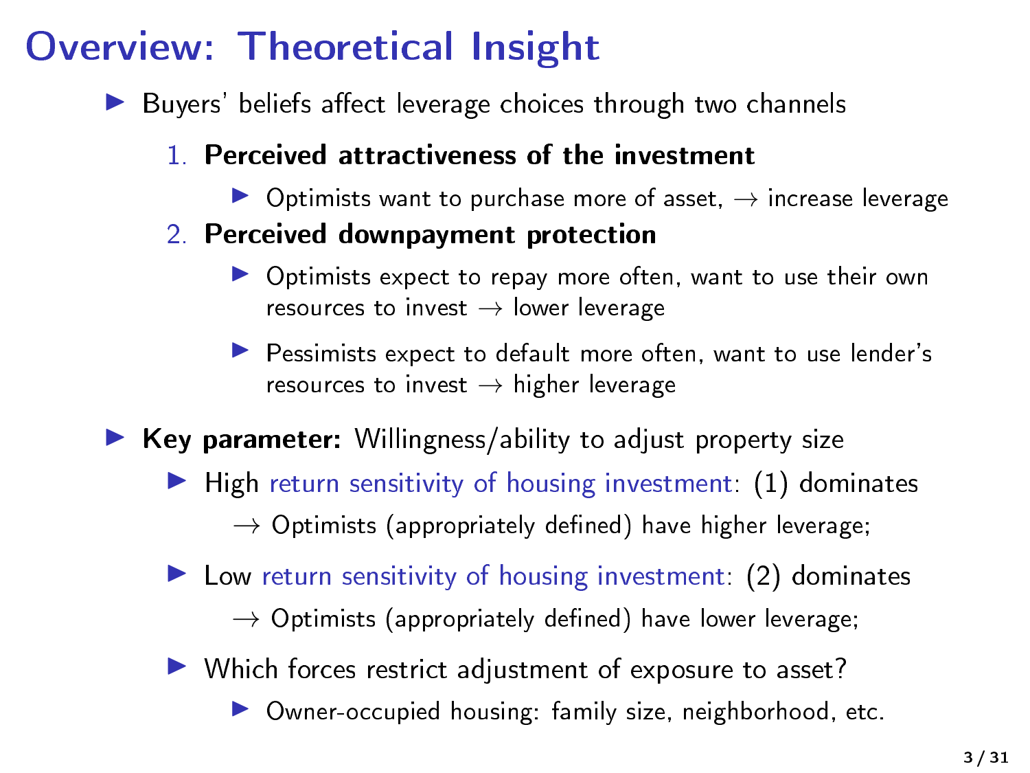# Overview: Theoretical Insight

- Buyers' beliefs affect leverage choices through two channels
  1. **Perceived attractiveness of the investment**
     - Optimists want to purchase more of asset, $\rightarrow$ increase leverage
  2. **Perceived downpayment protection**
     - Optimists expect to repay more often, want to use their own resources to invest $\rightarrow$ lower leverage
     - Pessimists expect to default more often, want to use lender's resources to invest $\rightarrow$ higher leverage
- **Key parameter:** Willingness/ability to adjust property size
  - High return sensitivity of housing investment: (1) dominates
    $\rightarrow$ Optimists (appropriately defined) have higher leverage;
  - Low return sensitivity of housing investment: (2) dominates
    $\rightarrow$ Optimists (appropriately defined) have lower leverage;
  - Which forces restrict adjustment of exposure to asset?
    - Owner-occupied housing: family size, neighborhood, etc.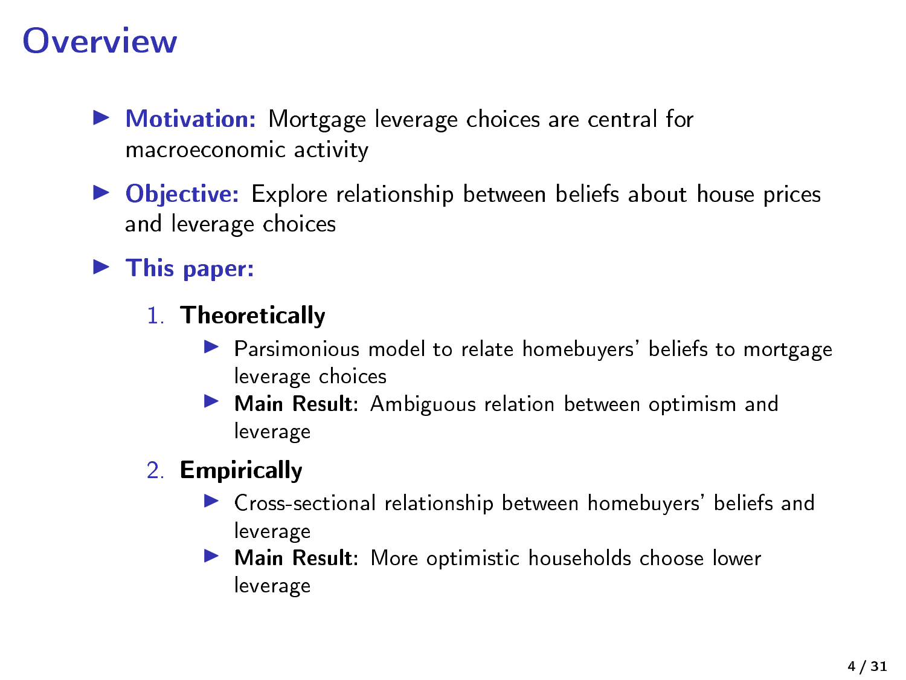# Overview

- **Motivation:** Mortgage leverage choices are central for macroeconomic activity
- **Objective:** Explore relationship between beliefs about house prices and leverage choices
- **This paper:**
  1. **Theoretically**
     - Parsimonious model to relate homebuyers' beliefs to mortgage leverage choices
     - **Main Result:** Ambiguous relation between optimism and leverage
  2. **Empirically**
     - Cross-sectional relationship between homebuyers' beliefs and leverage
     - **Main Result:** More optimistic households choose lower leverage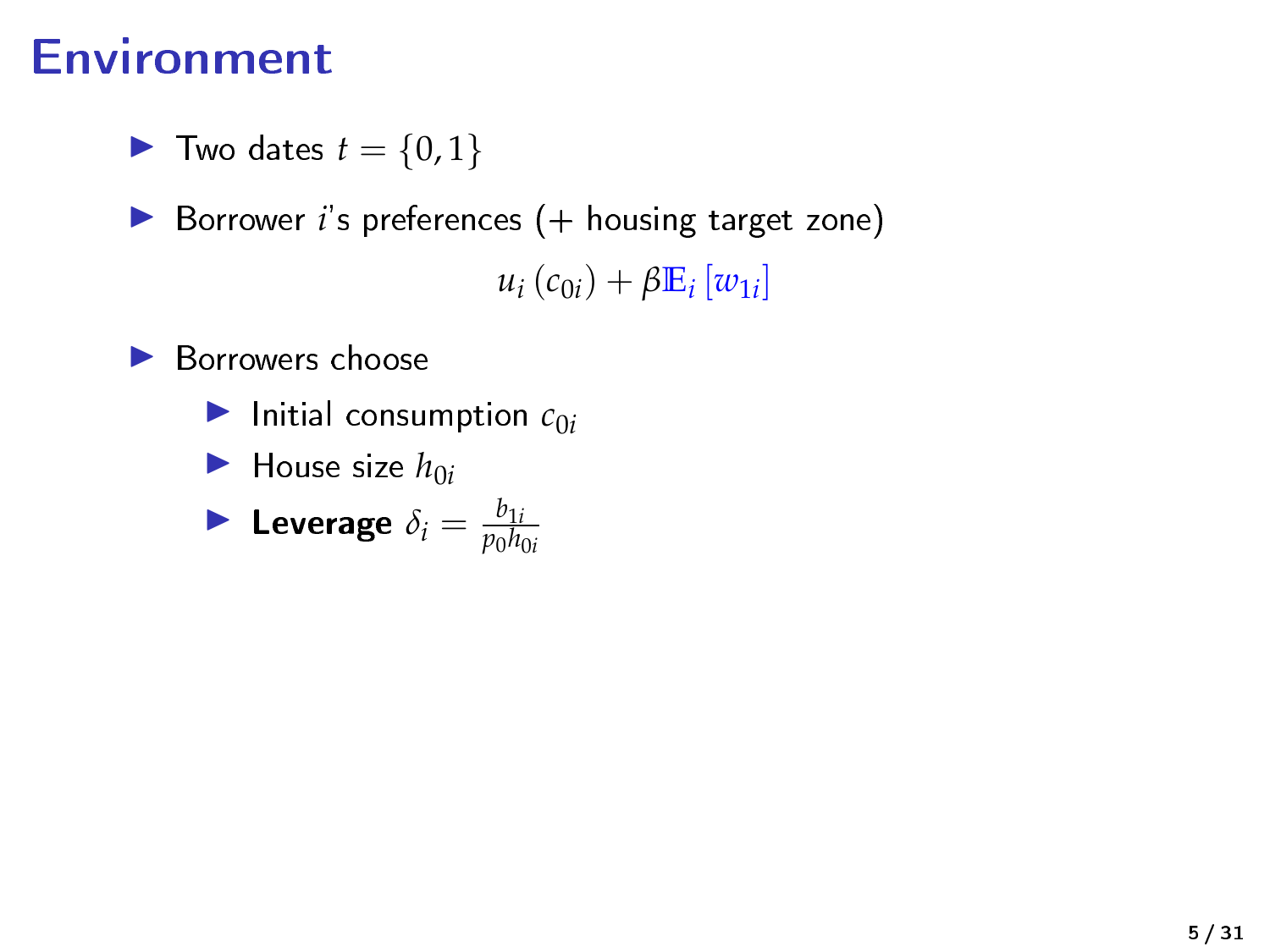# Environment

- Two dates $t = \{0, 1\}$
- Borrower $i$'s preferences (+ housing target zone)

$$u_i\left(c_{0i}\right) + \beta \mathbb{E}_i\left[w_{1i}\right]$$

- Borrowers choose
  - Initial consumption $c_{0i}$
  - House size $h_{0i}$
  - **Leverage** $\delta_i = \frac{b_{1i}}{p_0 h_{0i}}$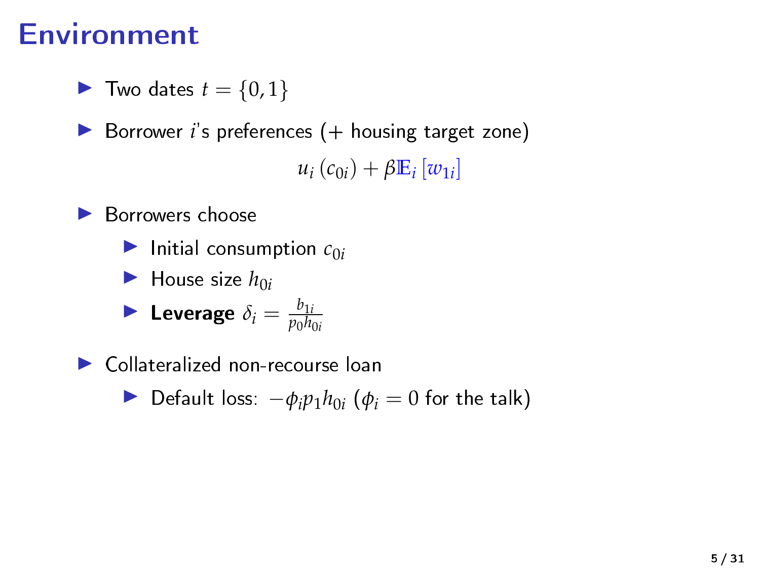# Environment

- Two dates $t = \{0, 1\}$
- Borrower $i$'s preferences (+ housing target zone)

$$u_i(c_{0i}) + \beta \mathbb{E}_i[w_{1i}]$$

- Borrowers choose
  - Initial consumption $c_{0i}$
  - House size $h_{0i}$
  - **Leverage** $\delta_i = \frac{b_{1i}}{p_0 h_{0i}}$
- Collateralized non-recourse loan
  - Default loss: $-\phi_i p_1 h_{0i}$ ($\phi_i = 0$ for the talk)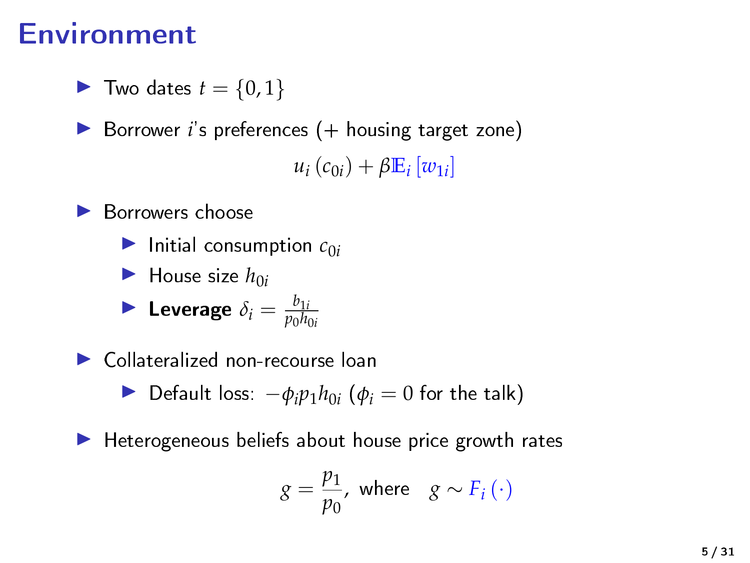# Environment

- Two dates $t = \{0, 1\}$
- Borrower $i$'s preferences (+ housing target zone)

$$u_i(c_{0i}) + \beta \mathbb{E}_i[w_{1i}]$$

- Borrowers choose
  - Initial consumption $c_{0i}$
  - House size $h_{0i}$
  - **Leverage** $\delta_i = \frac{b_{1i}}{p_0 h_{0i}}$
- Collateralized non-recourse loan
  - Default loss: $-\phi_i p_1 h_{0i}$ ($\phi_i = 0$ for the talk)
- Heterogeneous beliefs about house price growth rates

$$g = \frac{p_1}{p_0}, \text{ where } \quad g \sim F_i(\cdot)$$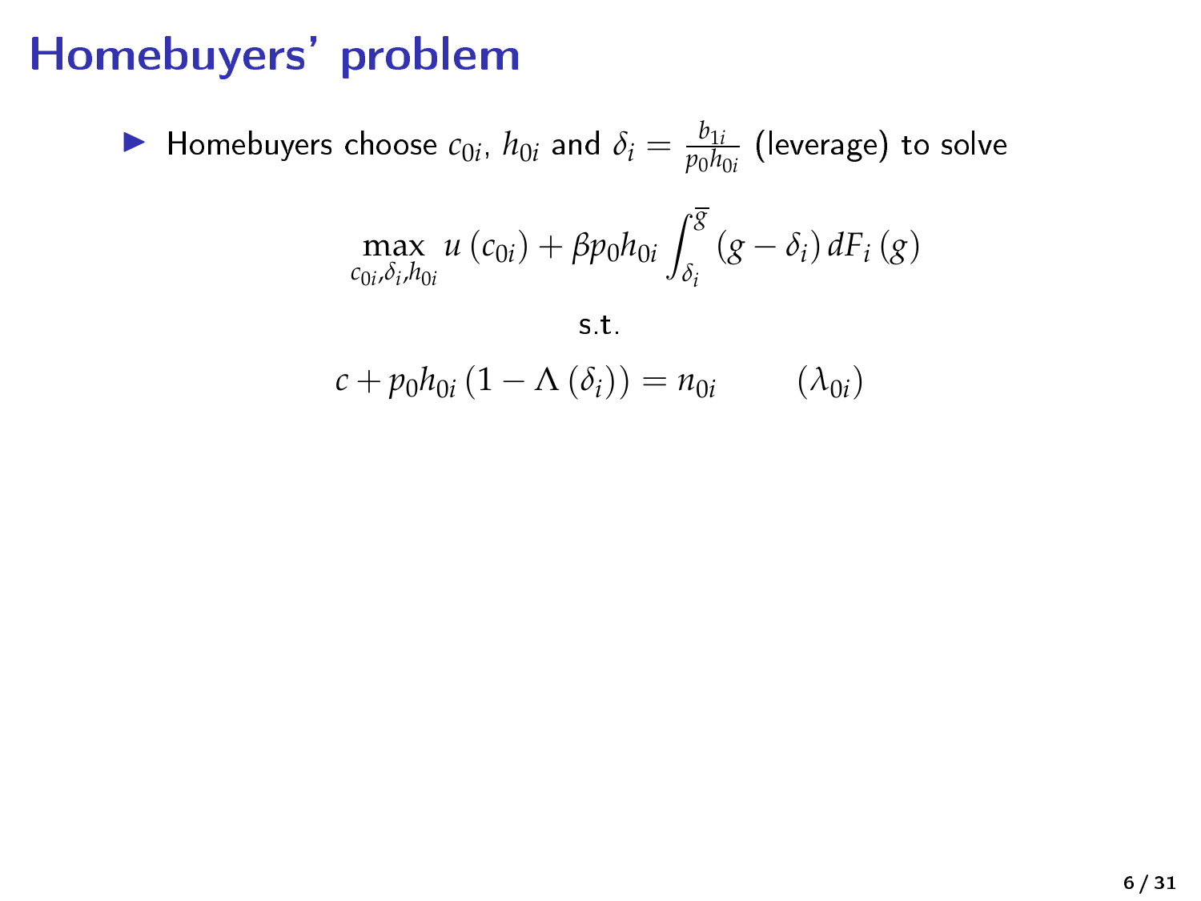# Homebuyers' problem

- Homebuyers choose $c_{0i}$, $h_{0i}$ and $\delta_i = \frac{b_{1i}}{p_0 h_{0i}}$ (leverage) to solve

$$\max_{c_{0i}, \delta_i, h_{0i}} u\left(c_{0i}\right) + \beta p_0 h_{0i} \int_{\delta_i}^{\overline{g}} \left(g - \delta_i\right) dF_i\left(g\right)$$

s.t.

$$c + p_0 h_{0i}\left(1 - \Lambda\left(\delta_i\right)\right) = n_{0i} \qquad \left(\lambda_{0i}\right)$$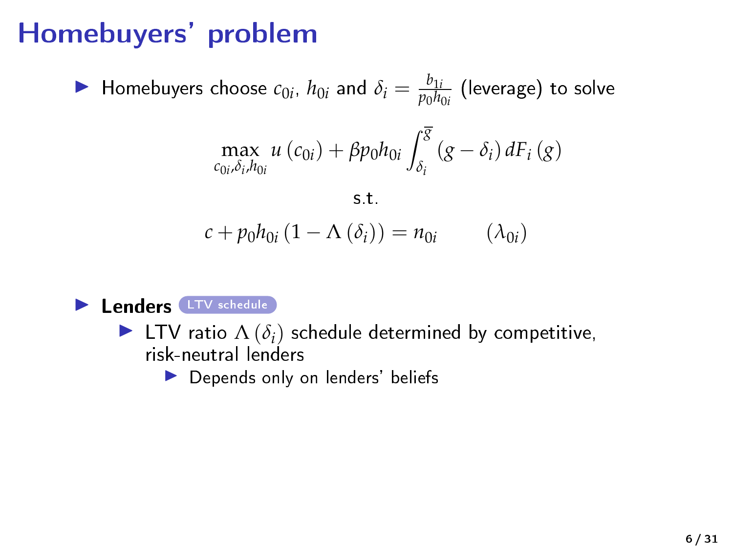# Homebuyers' problem

- Homebuyers choose $c_{0i}$, $h_{0i}$ and $\delta_i = \frac{b_{1i}}{p_0 h_{0i}}$ (leverage) to solve

$$\max_{c_{0i}, \delta_i, h_{0i}} u(c_{0i}) + \beta p_0 h_{0i} \int_{\delta_i}^{\overline{g}} (g - \delta_i) \, dF_i(g)$$

s.t.

$$c + p_0 h_{0i} (1 - \Lambda(\delta_i)) = n_{0i} \qquad (\lambda_{0i})$$

- **Lenders** LTV schedule
  - LTV ratio $\Lambda(\delta_i)$ schedule determined by competitive, risk-neutral lenders
    - Depends only on lenders' beliefs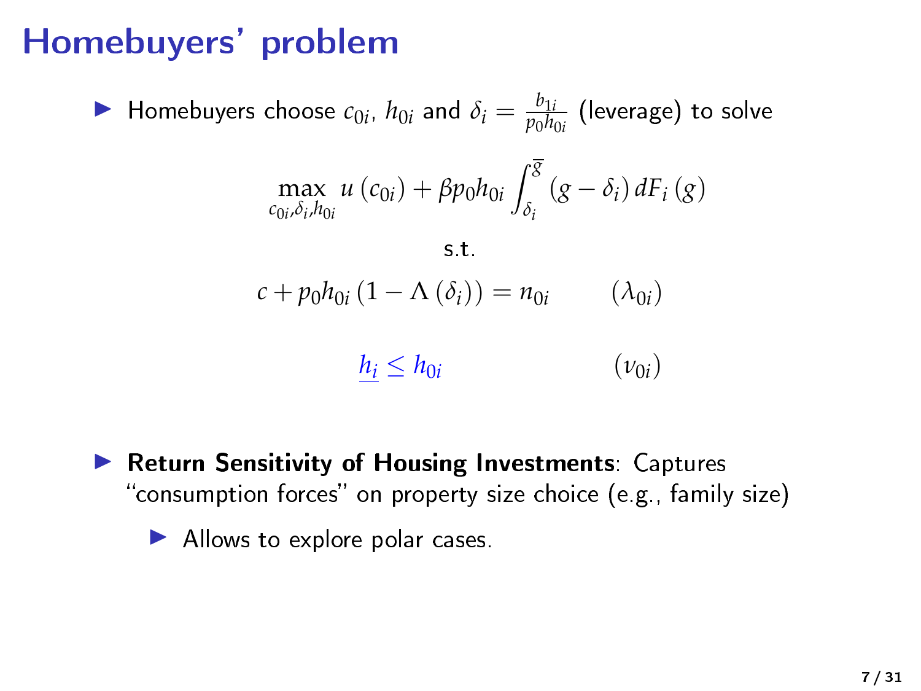# Homebuyers' problem

- Homebuyers choose $c_{0i}$, $h_{0i}$ and $\delta_i = \frac{b_{1i}}{p_0 h_{0i}}$ (leverage) to solve

$$\max_{c_{0i}, \delta_i, h_{0i}} u\left(c_{0i}\right) + \beta p_0 h_{0i} \int_{\delta_i}^{\overline{g}} \left(g - \delta_i\right) dF_i\left(g\right)$$

s.t.

$$c + p_0 h_{0i}\left(1 - \Lambda\left(\delta_i\right)\right) = n_{0i} \qquad \left(\lambda_{0i}\right)$$

$$\underline{h_i} \leq h_{0i} \qquad \left(\nu_{0i}\right)$$

- **Return Sensitivity of Housing Investments**: Captures "consumption forces" on property size choice (e.g., family size)
  - Allows to explore polar cases.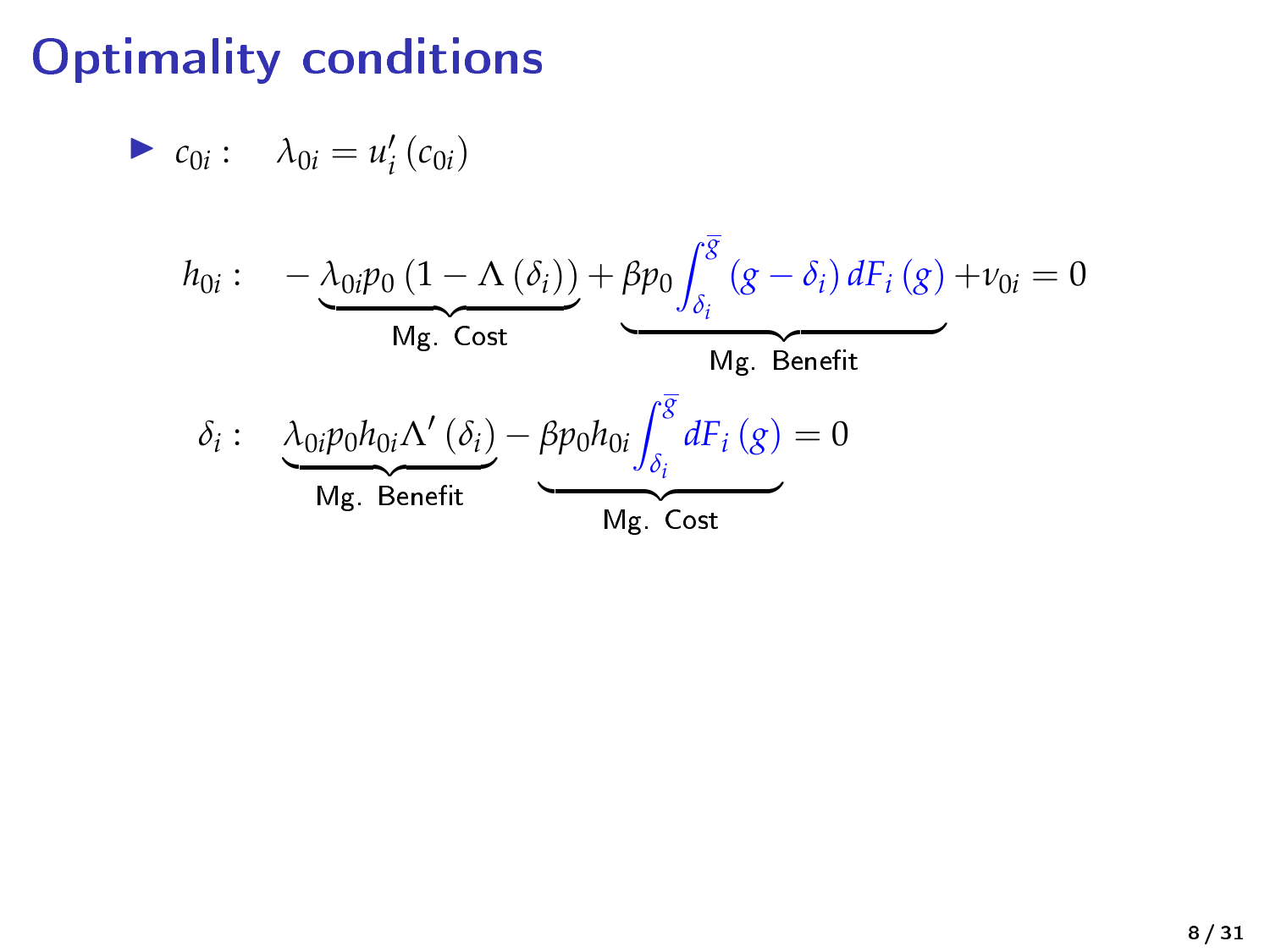# Optimality conditions

- $c_{0i}: \quad \lambda_{0i} = u_i'(c_{0i})$

$$h_{0i}: \quad -\underbrace{\lambda_{0i} p_0 \left(1 - \Lambda\left(\delta_i\right)\right)}_{\text{Mg. Cost}} + \underbrace{\beta p_0 \int_{\delta_i}^{\overline{g}} \left(g - \delta_i\right) dF_i\left(g\right)}_{\text{Mg. Benefit}} + \nu_{0i} = 0$$

$$\delta_i: \quad \underbrace{\lambda_{0i} p_0 h_{0i} \Lambda'\left(\delta_i\right)}_{\text{Mg. Benefit}} - \underbrace{\beta p_0 h_{0i} \int_{\delta_i}^{\overline{g}} dF_i\left(g\right)}_{\text{Mg. Cost}} = 0$$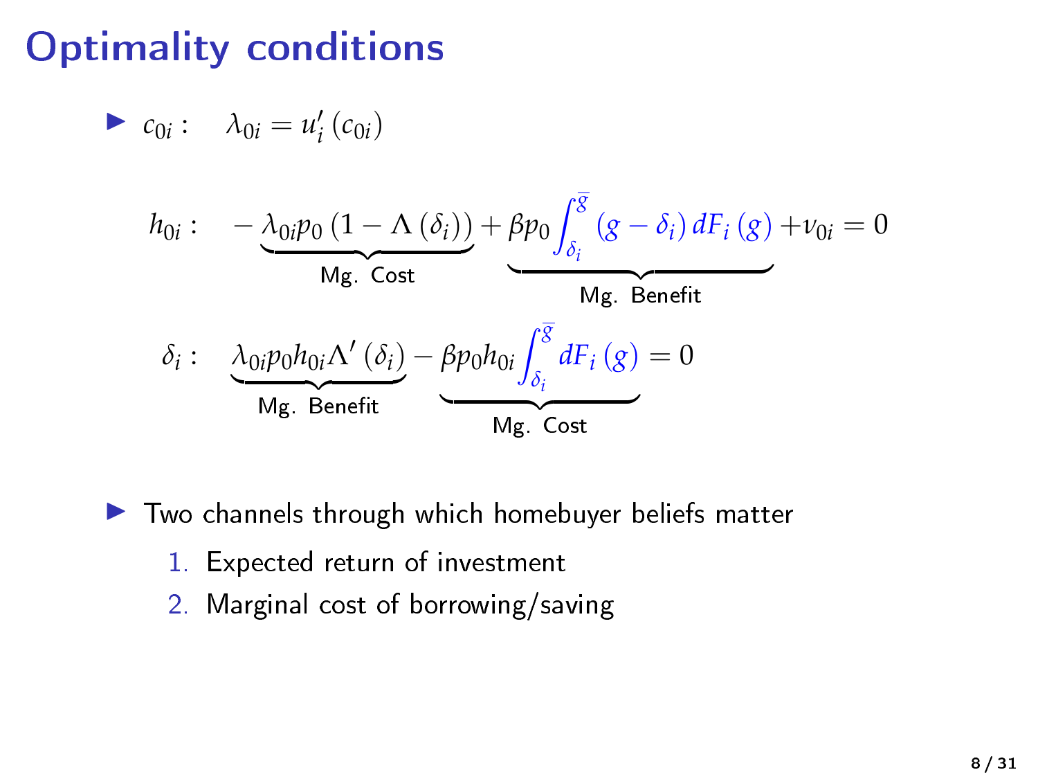# Optimality conditions

- $c_{0i}: \quad \lambda_{0i} = u_i'(c_{0i})$

$$h_{0i}: \quad -\underbrace{\lambda_{0i} p_0 \left(1 - \Lambda(\delta_i)\right)}_{\text{Mg. Cost}} + \underbrace{\beta p_0 \int_{\delta_i}^{\overline{g}} (g - \delta_i)\, dF_i(g)}_{\text{Mg. Benefit}} + \nu_{0i} = 0$$

$$\delta_i: \quad \underbrace{\lambda_{0i} p_0 h_{0i} \Lambda'(\delta_i)}_{\text{Mg. Benefit}} - \underbrace{\beta p_0 h_{0i} \int_{\delta_i}^{\overline{g}} dF_i(g)}_{\text{Mg. Cost}} = 0$$

- Two channels through which homebuyer beliefs matter
  1. Expected return of investment
  2. Marginal cost of borrowing/saving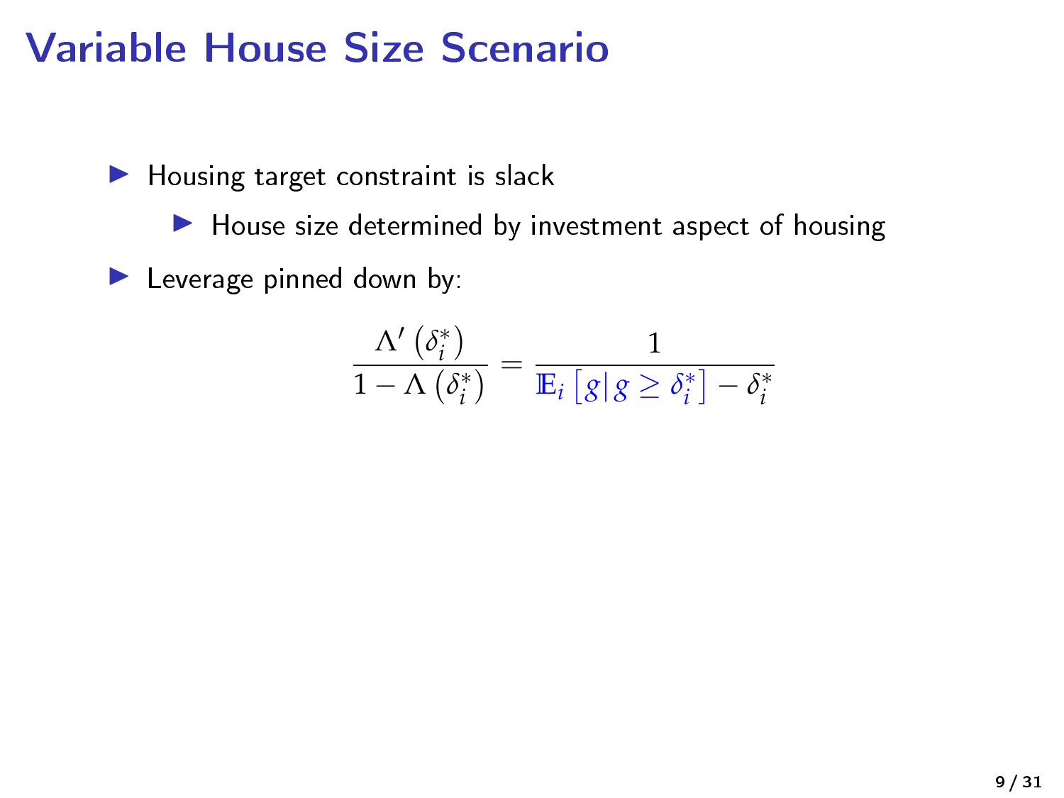# Variable House Size Scenario

- Housing target constraint is slack
  - House size determined by investment aspect of housing
- Leverage pinned down by:

$$\frac{\Lambda'\left(\delta_i^*\right)}{1-\Lambda\left(\delta_i^*\right)} = \frac{1}{\mathbb{E}_i\left[g \middle| g \geq \delta_i^*\right] - \delta_i^*}$$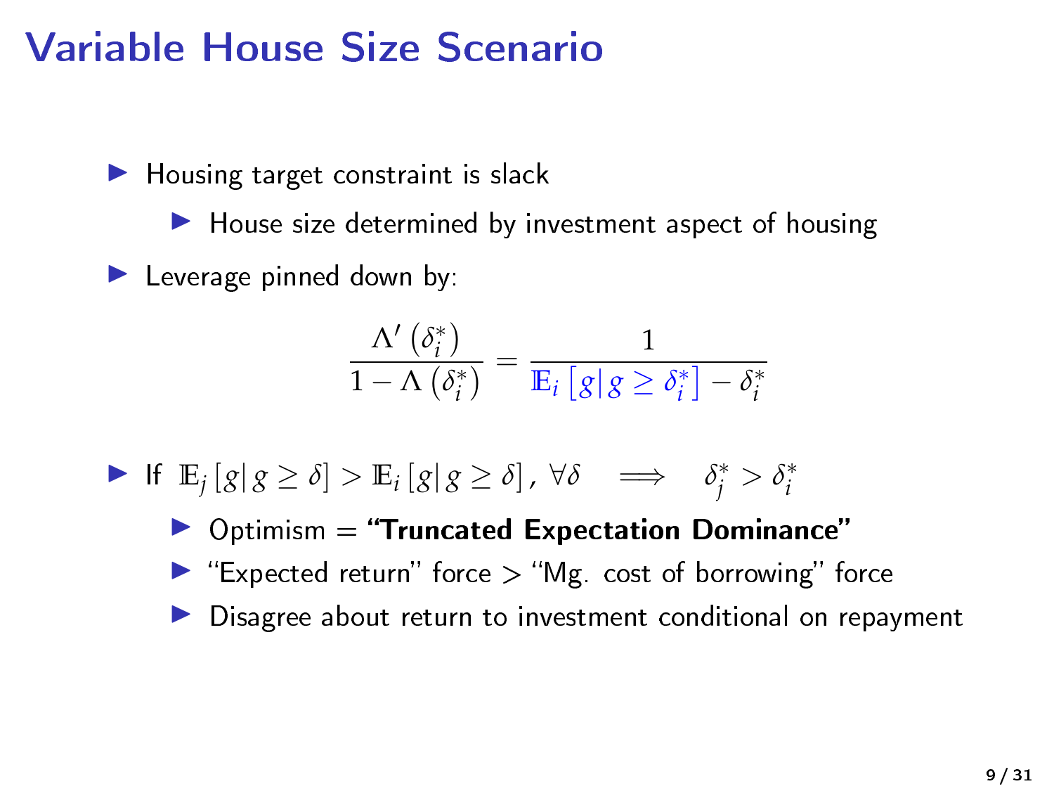# Variable House Size Scenario

- Housing target constraint is slack
  - House size determined by investment aspect of housing
- Leverage pinned down by:

$$\frac{\Lambda'\left(\delta_i^*\right)}{1-\Lambda\left(\delta_i^*\right)} = \frac{1}{\mathbb{E}_i\left[g \mid g \geq \delta_i^*\right] - \delta_i^*}$$

- If $\mathbb{E}_j\left[g \mid g \geq \delta\right] > \mathbb{E}_i\left[g \mid g \geq \delta\right], \forall \delta \quad \Longrightarrow \quad \delta_j^* > \delta_i^*$
  - Optimism = **"Truncated Expectation Dominance"**
  - "Expected return" force > "Mg. cost of borrowing" force
  - Disagree about return to investment conditional on repayment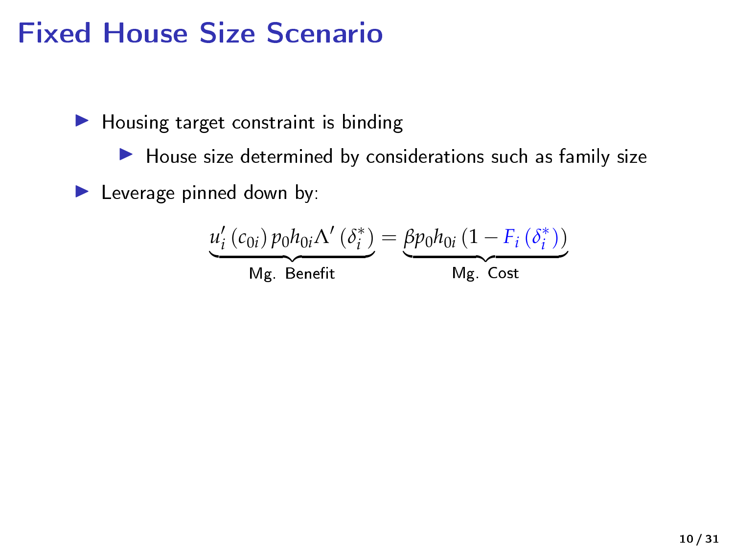# Fixed House Size Scenario

- Housing target constraint is binding
  - House size determined by considerations such as family size
- Leverage pinned down by:

$$\underbrace{u_i'\left(c_{0i}\right)p_0 h_{0i}\Lambda'\left(\delta_i^*\right)}_{\text{Mg. Benefit}} = \underbrace{\beta p_0 h_{0i}\left(1 - F_i\left(\delta_i^*\right)\right)}_{\text{Mg. Cost}}$$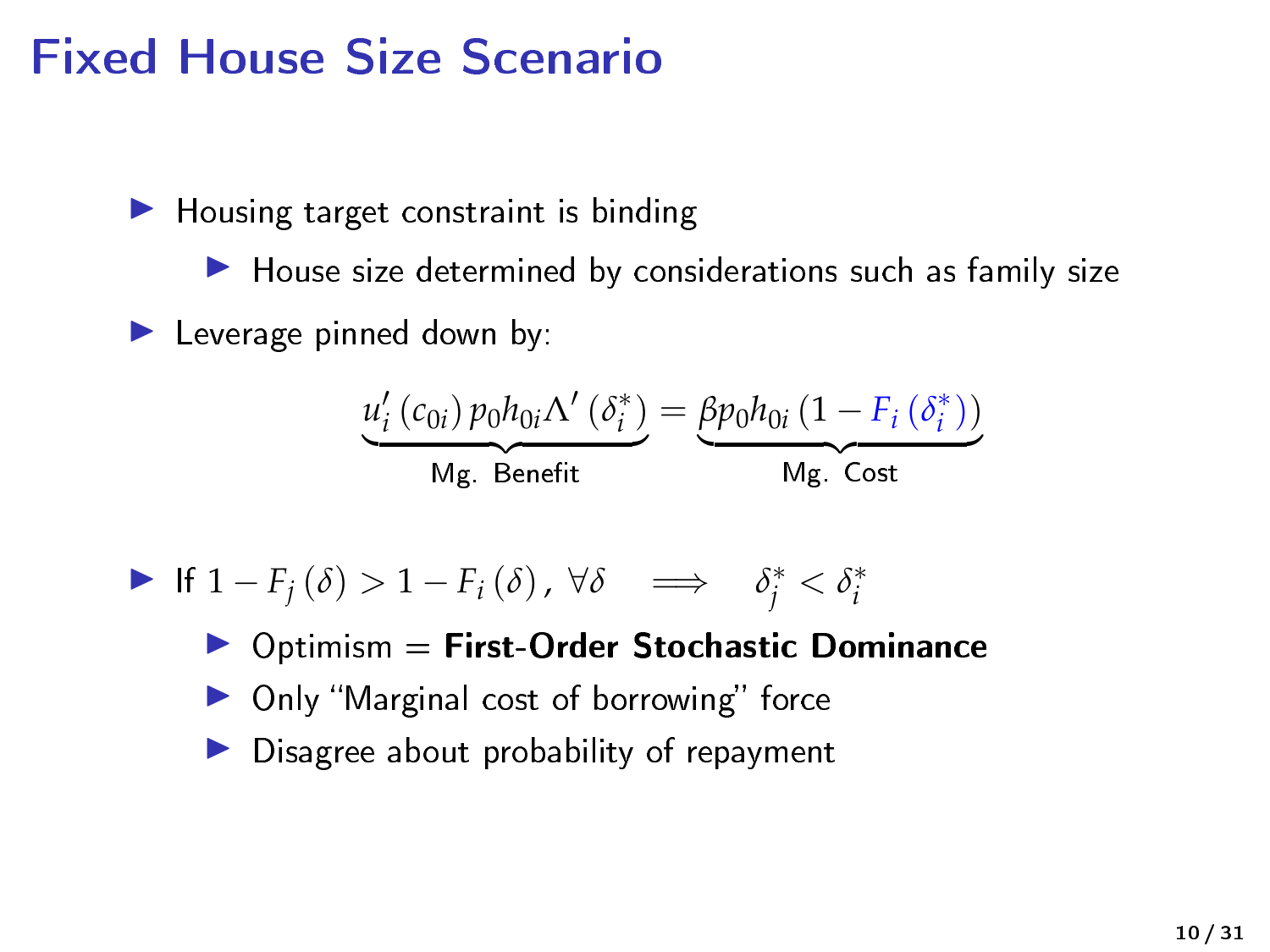# Fixed House Size Scenario

- Housing target constraint is binding
  - House size determined by considerations such as family size
- Leverage pinned down by:

$$\underbrace{u_i'(c_{0i})\, p_0 h_{0i} \Lambda'(\delta_i^*)}_{\text{Mg. Benefit}} = \underbrace{\beta p_0 h_{0i}\left(1 - F_i(\delta_i^*)\right)}_{\text{Mg. Cost}}$$

- If $1 - F_j(\delta) > 1 - F_i(\delta),\ \forall \delta \implies \delta_j^* < \delta_i^*$
  - Optimism = **First-Order Stochastic Dominance**
  - Only "Marginal cost of borrowing" force
  - Disagree about probability of repayment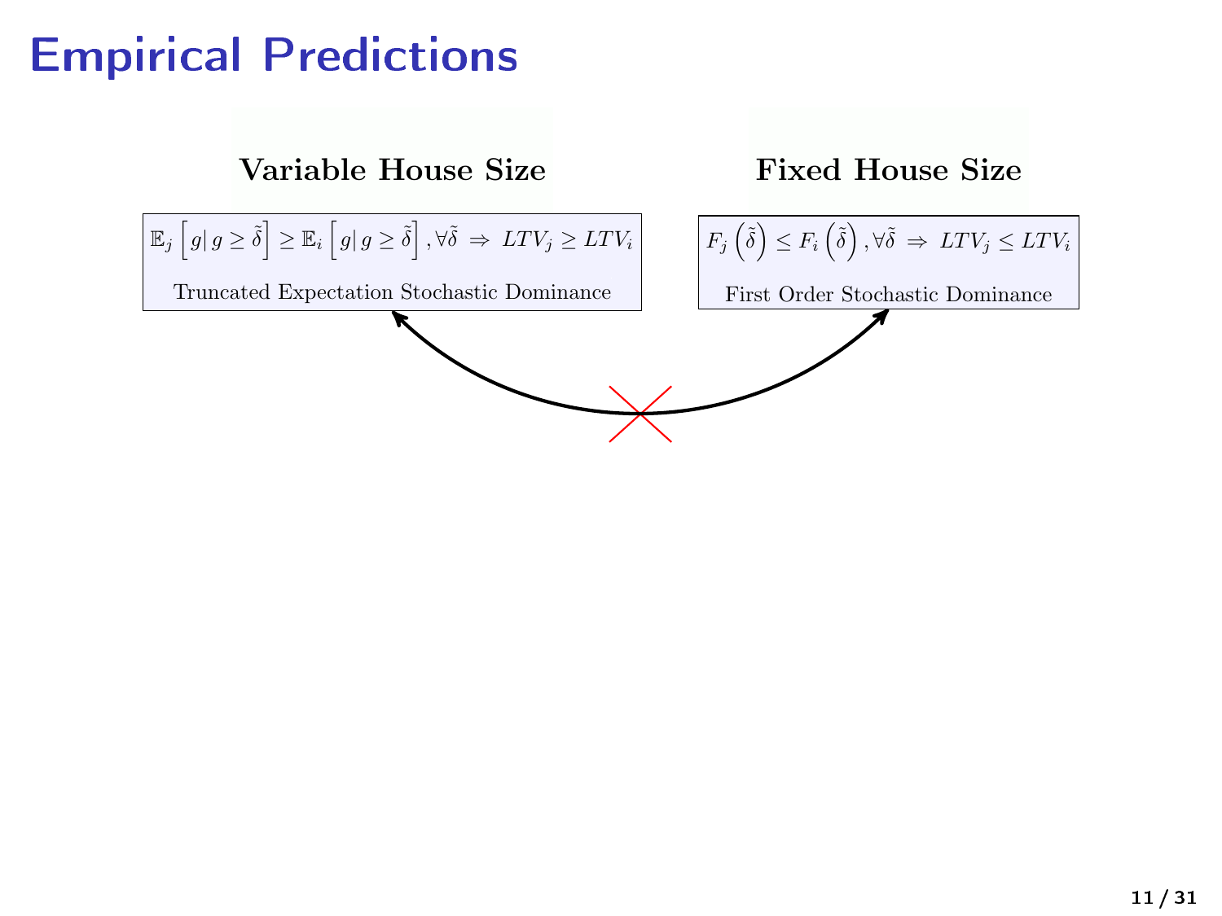# Empirical Predictions

**Variable House Size**

$$\mathbb{E}_j\left[g|\, g \geq \tilde{\delta}\right] \geq \mathbb{E}_i\left[g|\, g \geq \tilde{\delta}\right], \forall \tilde{\delta} \;\Rightarrow\; LTV_j \geq LTV_i$$

Truncated Expectation Stochastic Dominance

**Fixed House Size**

$$F_j\left(\tilde{\delta}\right) \leq F_i\left(\tilde{\delta}\right), \forall \tilde{\delta} \;\Rightarrow\; LTV_j \leq LTV_i$$

First Order Stochastic Dominance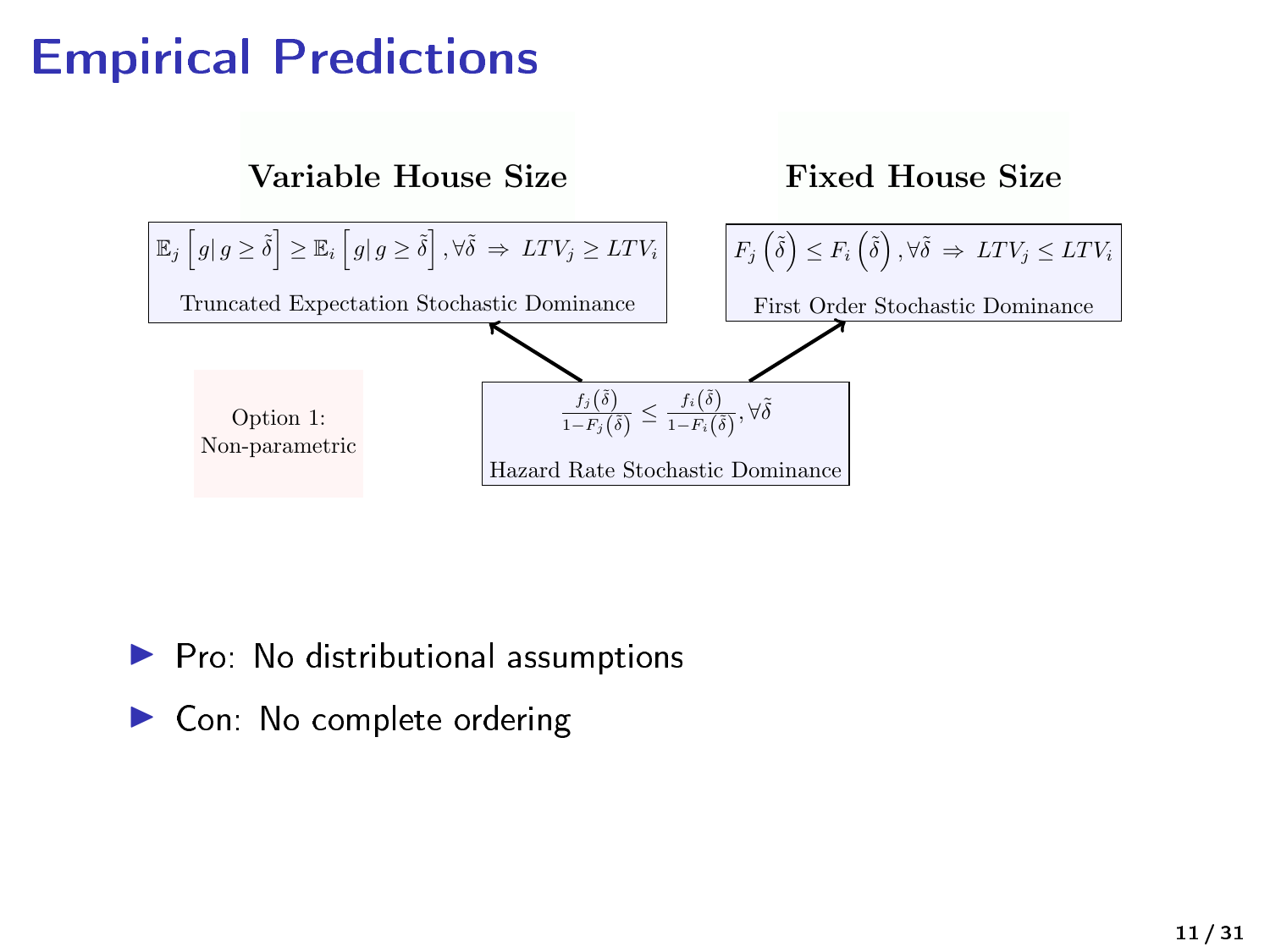# Empirical Predictions

**Variable House Size**

$$\mathbb{E}_j\left[g \mid g \geq \tilde{\delta}\right] \geq \mathbb{E}_i\left[g \mid g \geq \tilde{\delta}\right], \forall \tilde{\delta} \Rightarrow LTV_j \geq LTV_i$$

Truncated Expectation Stochastic Dominance

**Fixed House Size**

$$F_j\left(\tilde{\delta}\right) \leq F_i\left(\tilde{\delta}\right), \forall \tilde{\delta} \Rightarrow LTV_j \leq LTV_i$$

First Order Stochastic Dominance

Option 1: Non-parametric

$$\frac{f_j\left(\tilde{\delta}\right)}{1-F_j\left(\tilde{\delta}\right)} \leq \frac{f_i\left(\tilde{\delta}\right)}{1-F_i\left(\tilde{\delta}\right)}, \forall \tilde{\delta}$$

Hazard Rate Stochastic Dominance

(Hazard Rate Stochastic Dominance implies both Truncated Expectation Stochastic Dominance and First Order Stochastic Dominance.)

- Pro: No distributional assumptions
- Con: No complete ordering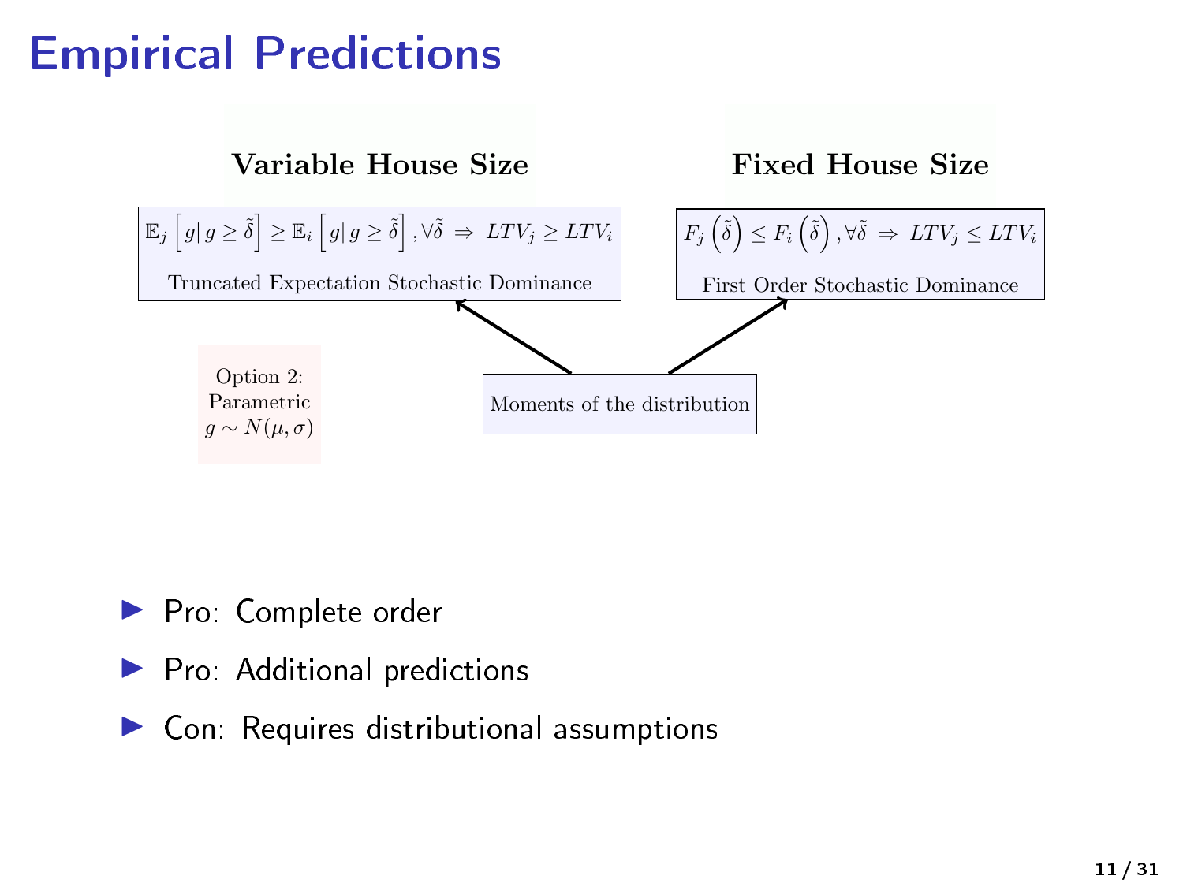# Empirical Predictions

**Variable House Size**

$$\mathbb{E}_j\left[g|\, g \geq \tilde{\delta}\right] \geq \mathbb{E}_i\left[g|\, g \geq \tilde{\delta}\right], \forall \tilde{\delta} \;\Rightarrow\; LTV_j \geq LTV_i$$

Truncated Expectation Stochastic Dominance

**Fixed House Size**

$$F_j\left(\tilde{\delta}\right) \leq F_i\left(\tilde{\delta}\right), \forall \tilde{\delta} \;\Rightarrow\; LTV_j \leq LTV_i$$

First Order Stochastic Dominance

Option 2: Parametric $g \sim N(\mu, \sigma)$

Moments of the distribution

- Pro: Complete order
- Pro: Additional predictions
- Con: Requires distributional assumptions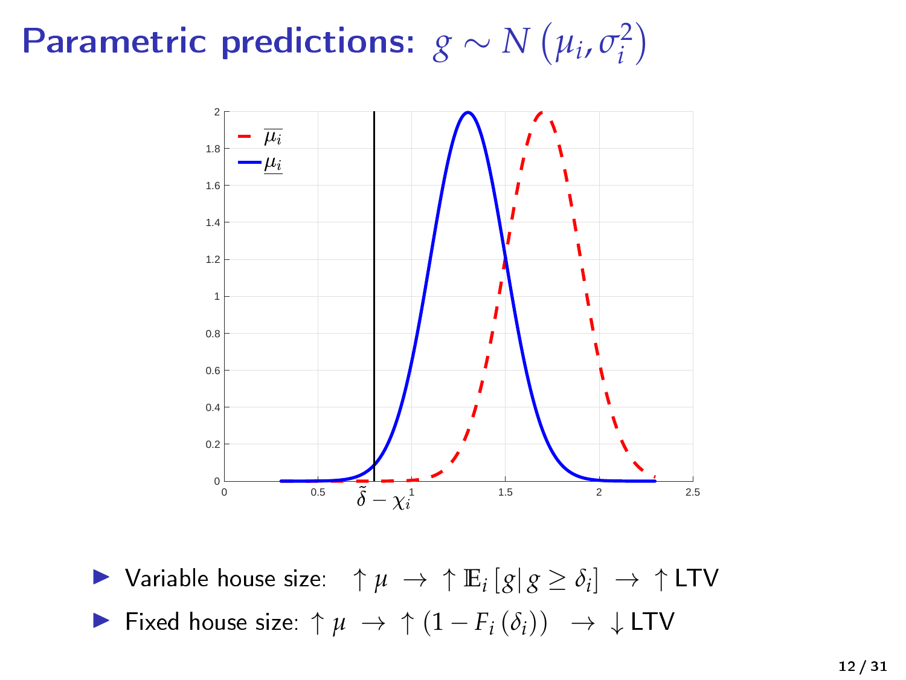# Parametric predictions: $g \sim N\left(\mu_i, \sigma_i^2\right)$

- Variable house size: $\uparrow \mu \rightarrow \uparrow \mathbb{E}_i\left[g \mid g \geq \delta_i\right] \rightarrow \uparrow$ LTV
- Fixed house size: $\uparrow \mu \rightarrow \uparrow \left(1 - F_i\left(\delta_i\right)\right) \rightarrow \downarrow$ LTV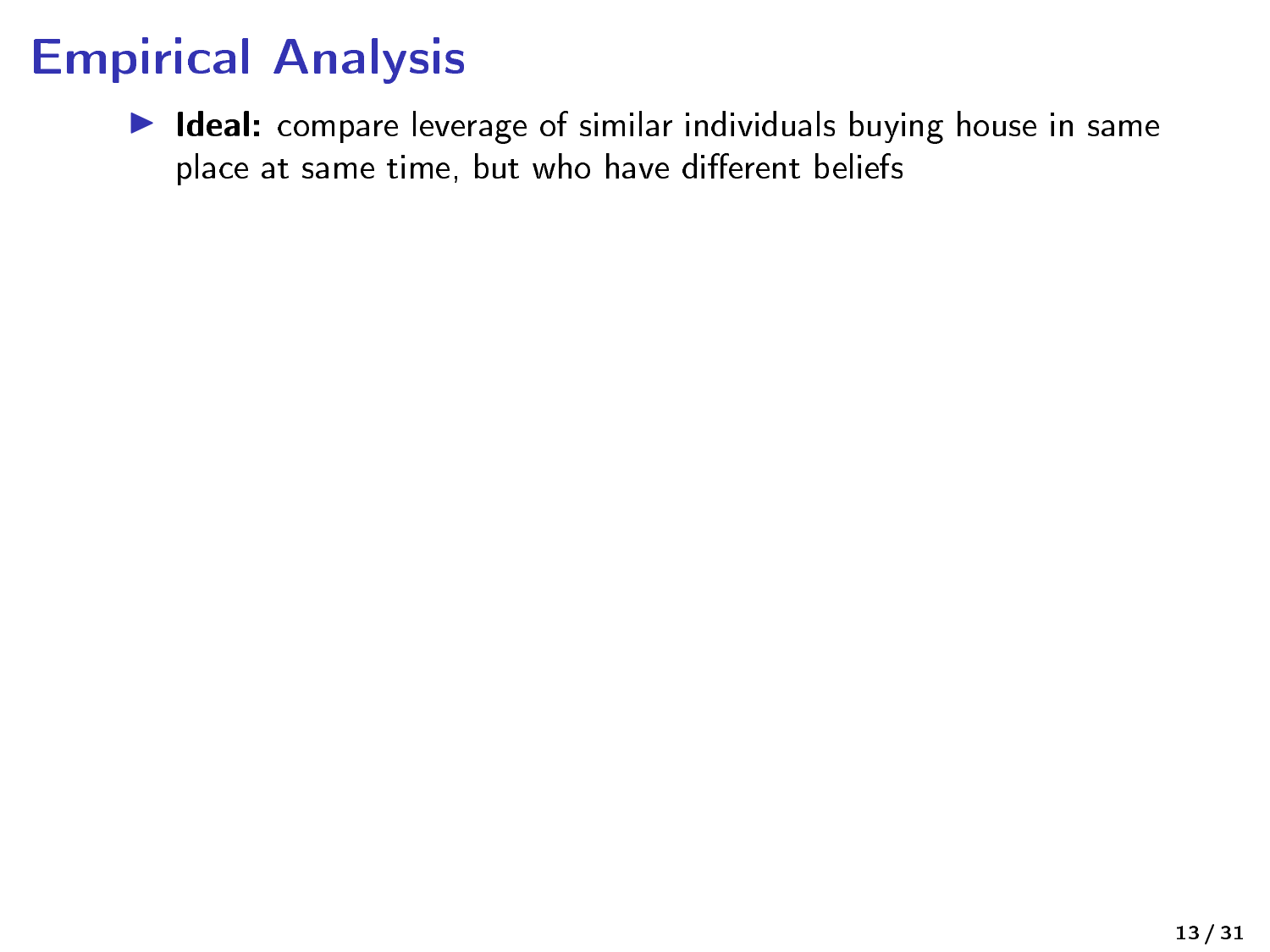# Empirical Analysis

- **Ideal:** compare leverage of similar individuals buying house in same place at same time, but who have different beliefs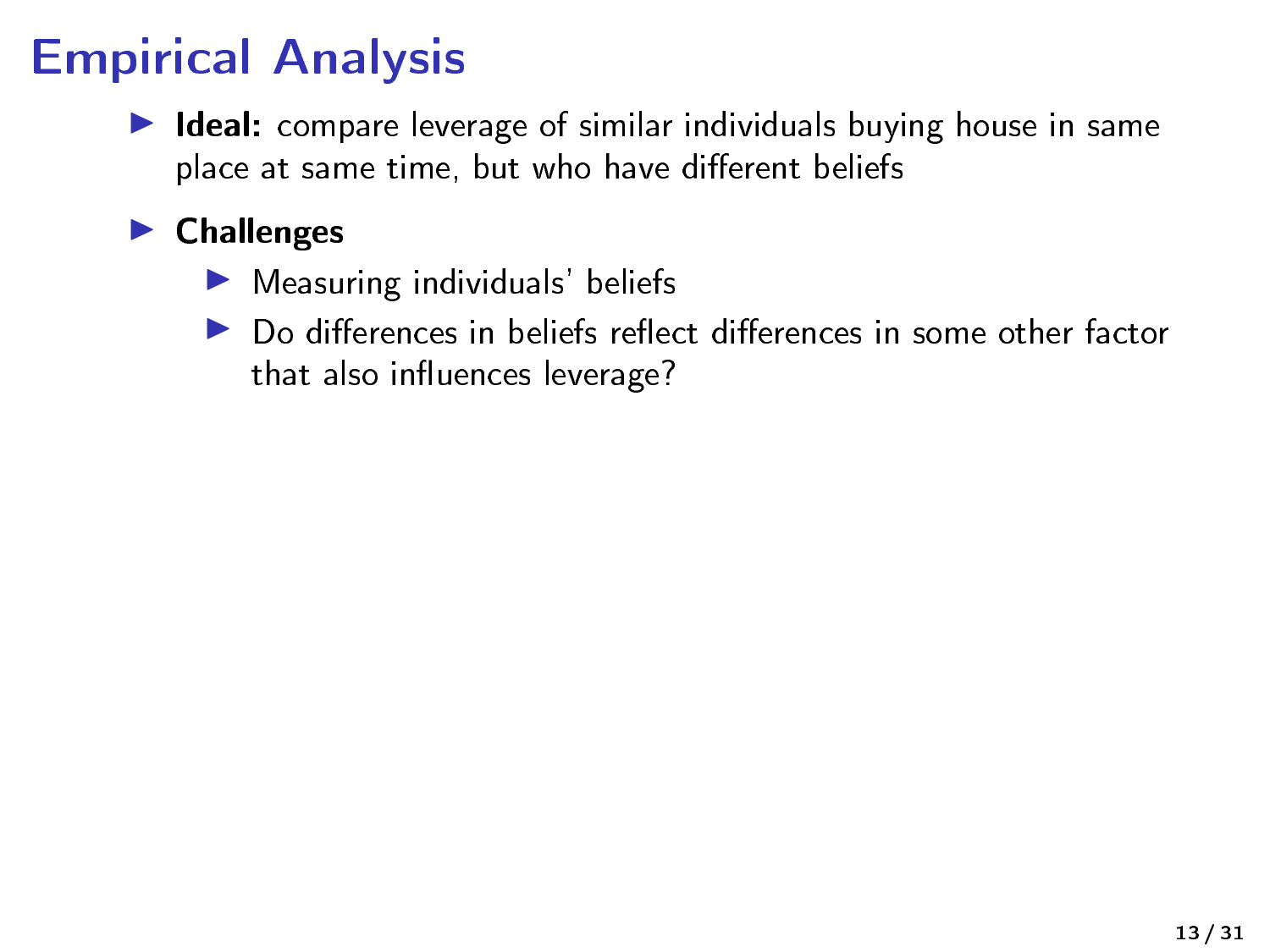# Empirical Analysis

- **Ideal:** compare leverage of similar individuals buying house in same place at same time, but who have different beliefs
- **Challenges**
  - Measuring individuals' beliefs
  - Do differences in beliefs reflect differences in some other factor that also influences leverage?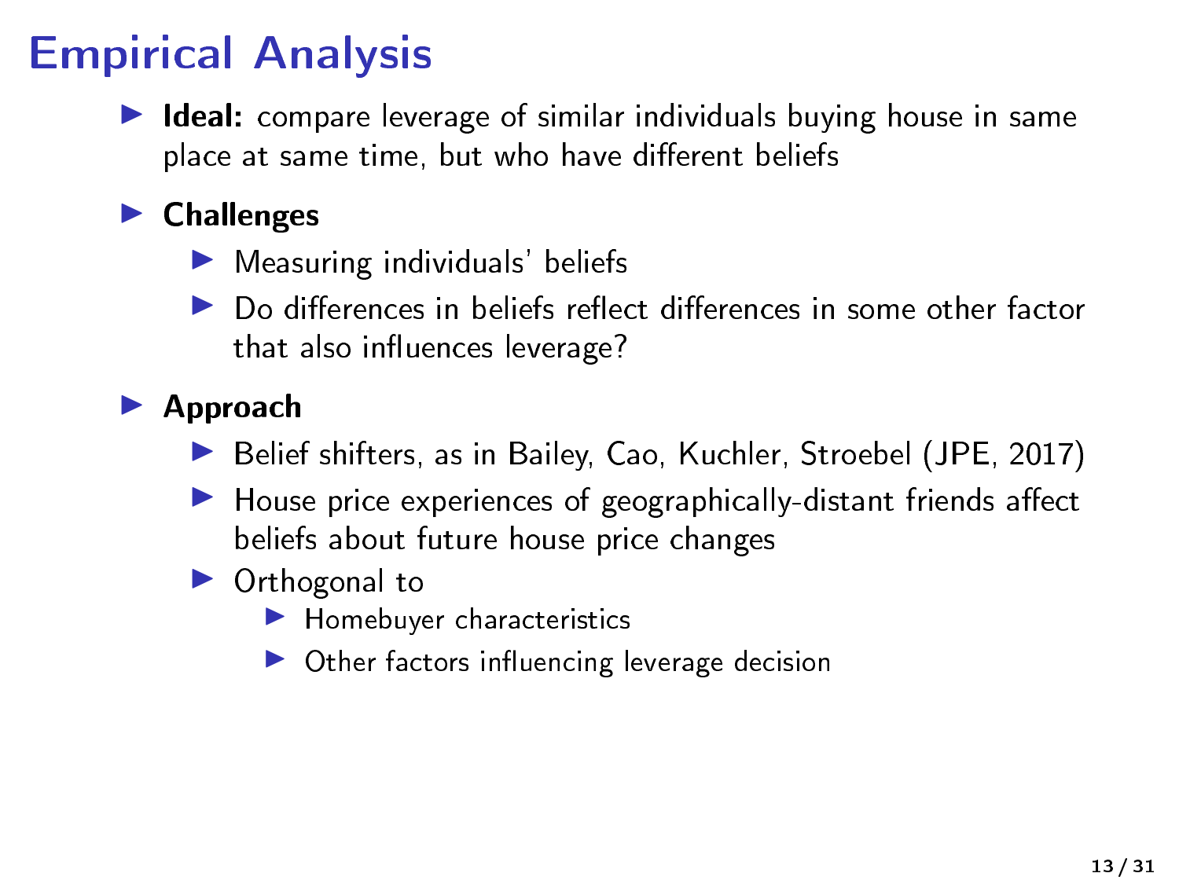# Empirical Analysis

- **Ideal:** compare leverage of similar individuals buying house in same place at same time, but who have different beliefs
- **Challenges**
  - Measuring individuals' beliefs
  - Do differences in beliefs reflect differences in some other factor that also influences leverage?
- **Approach**
  - Belief shifters, as in Bailey, Cao, Kuchler, Stroebel (JPE, 2017)
  - House price experiences of geographically-distant friends affect beliefs about future house price changes
  - Orthogonal to
    - Homebuyer characteristics
    - Other factors influencing leverage decision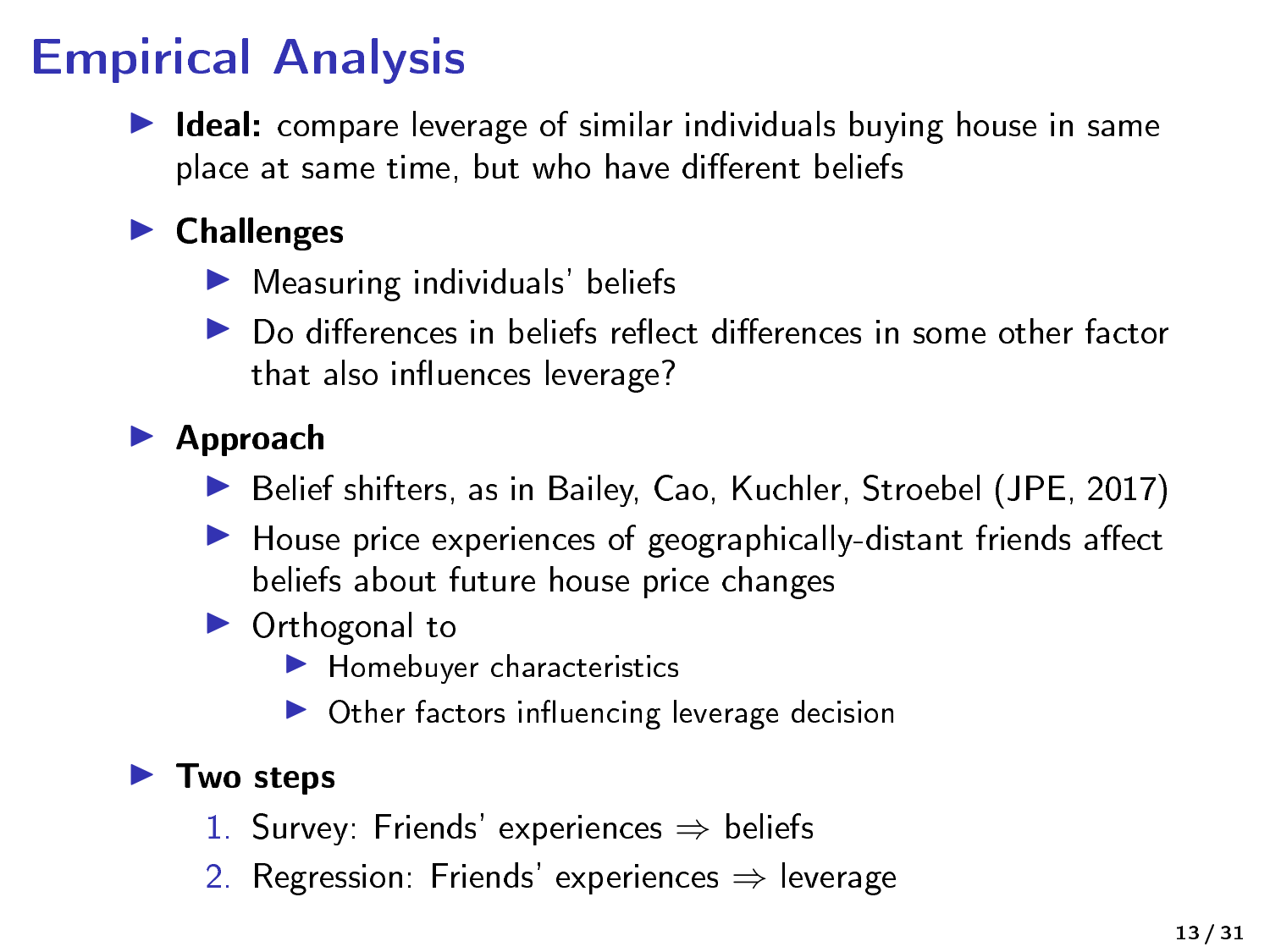# Empirical Analysis

- **Ideal:** compare leverage of similar individuals buying house in same place at same time, but who have different beliefs
- **Challenges**
  - Measuring individuals' beliefs
  - Do differences in beliefs reflect differences in some other factor that also influences leverage?
- **Approach**
  - Belief shifters, as in Bailey, Cao, Kuchler, Stroebel (JPE, 2017)
  - House price experiences of geographically-distant friends affect beliefs about future house price changes
  - Orthogonal to
    - Homebuyer characteristics
    - Other factors influencing leverage decision
- **Two steps**
  1. Survey: Friends' experiences ⇒ beliefs
  2. Regression: Friends' experiences ⇒ leverage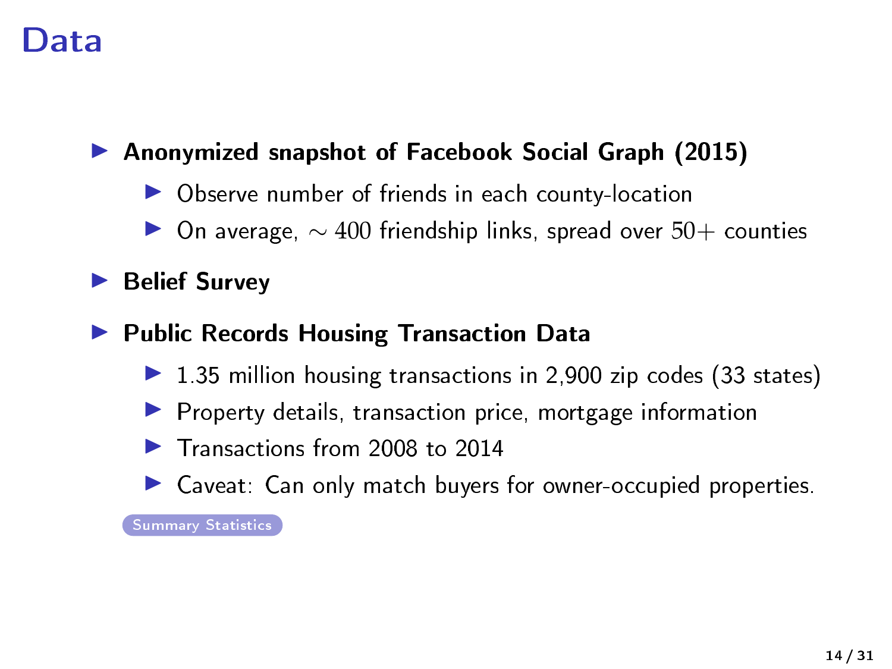# Data

- **Anonymized snapshot of Facebook Social Graph (2015)**
  - Observe number of friends in each county-location
  - On average, $\sim 400$ friendship links, spread over $50+$ counties
- **Belief Survey**
- **Public Records Housing Transaction Data**
  - 1.35 million housing transactions in 2,900 zip codes (33 states)
  - Property details, transaction price, mortgage information
  - Transactions from 2008 to 2014
  - Caveat: Can only match buyers for owner-occupied properties.

Summary Statistics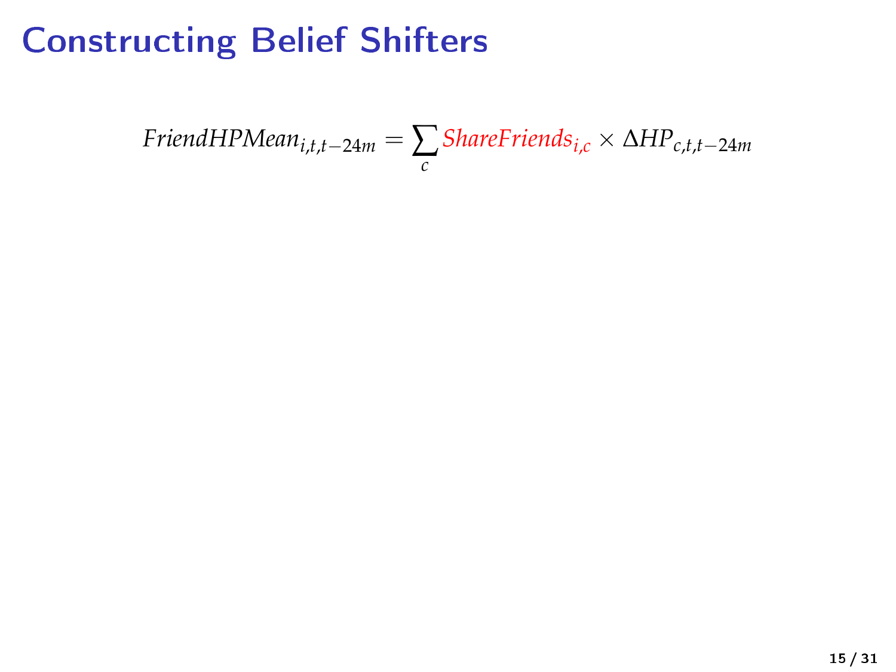# Constructing Belief Shifters

$$FriendHPMean_{i,t,t-24m} = \sum_{c} ShareFriends_{i,c} \times \Delta HP_{c,t,t-24m}$$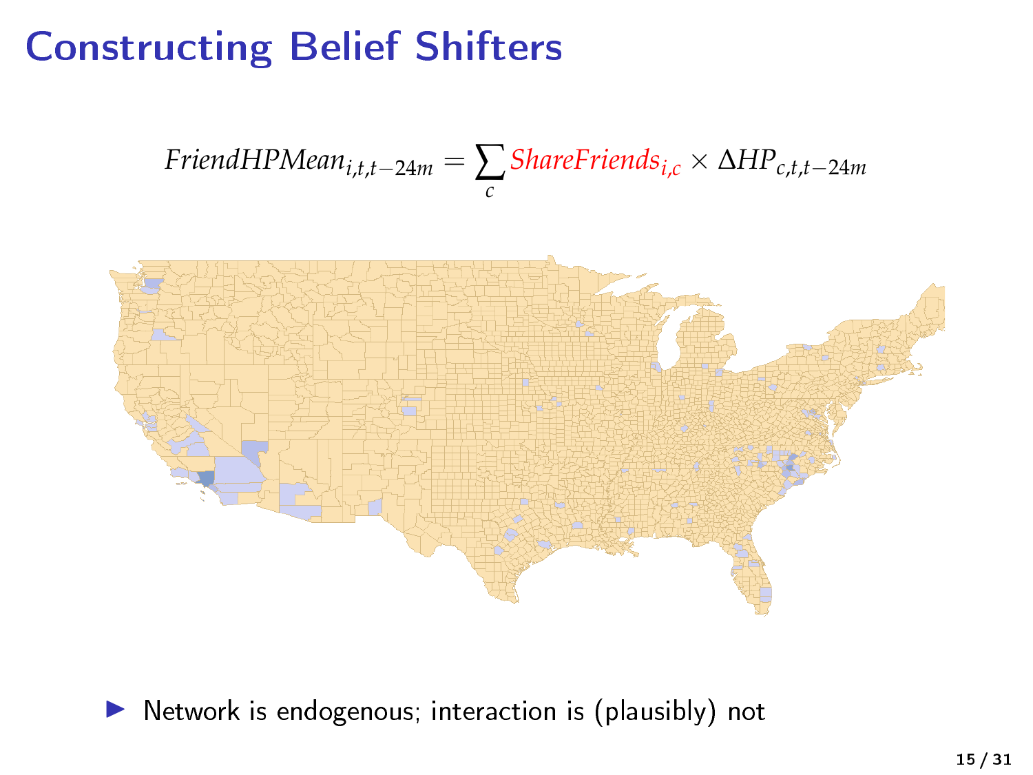# Constructing Belief Shifters

$$FriendHPMean_{i,t,t-24m} = \sum_{c} ShareFriends_{i,c} \times \Delta HP_{c,t,t-24m}$$

- Network is endogenous; interaction is (plausibly) not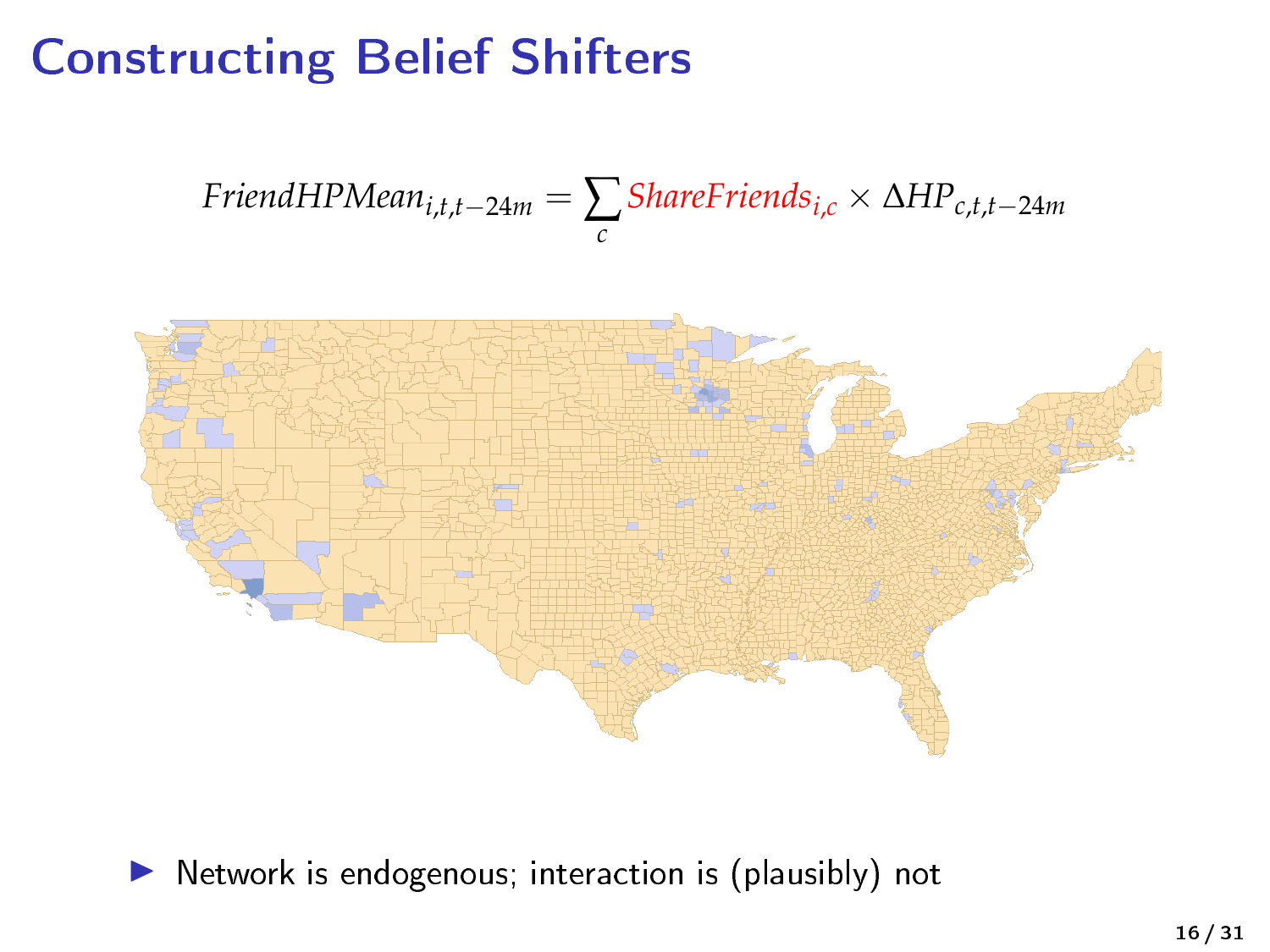# Constructing Belief Shifters

$$FriendHPMean_{i,t,t-24m} = \sum_{c} ShareFriends_{i,c} \times \Delta HP_{c,t,t-24m}$$

- Network is endogenous; interaction is (plausibly) not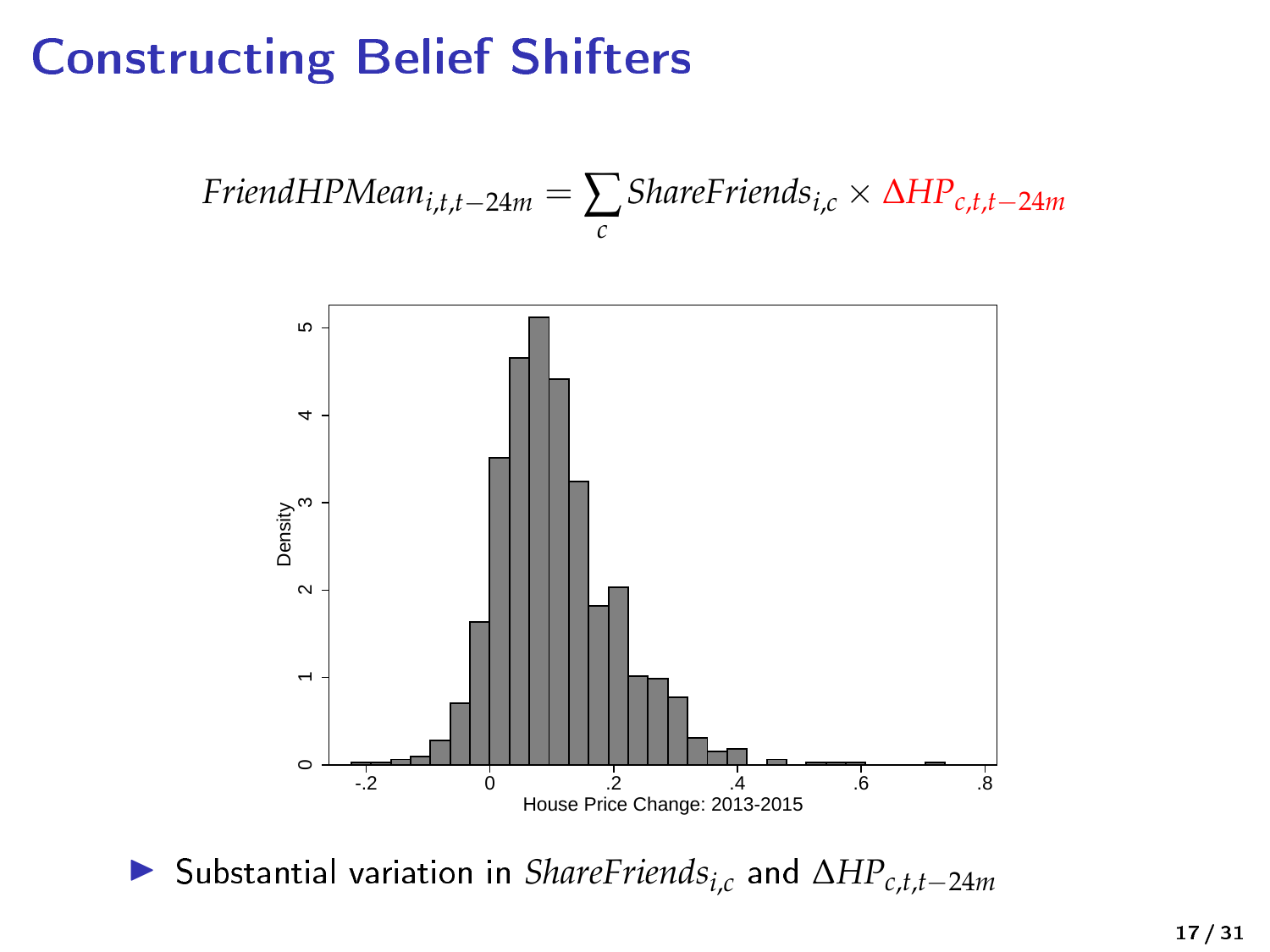# Constructing Belief Shifters

$$FriendHPMean_{i,t,t-24m} = \sum_{c} ShareFriends_{i,c} \times \Delta HP_{c,t,t-24m}$$

- Substantial variation in $ShareFriends_{i,c}$ and $\Delta HP_{c,t,t-24m}$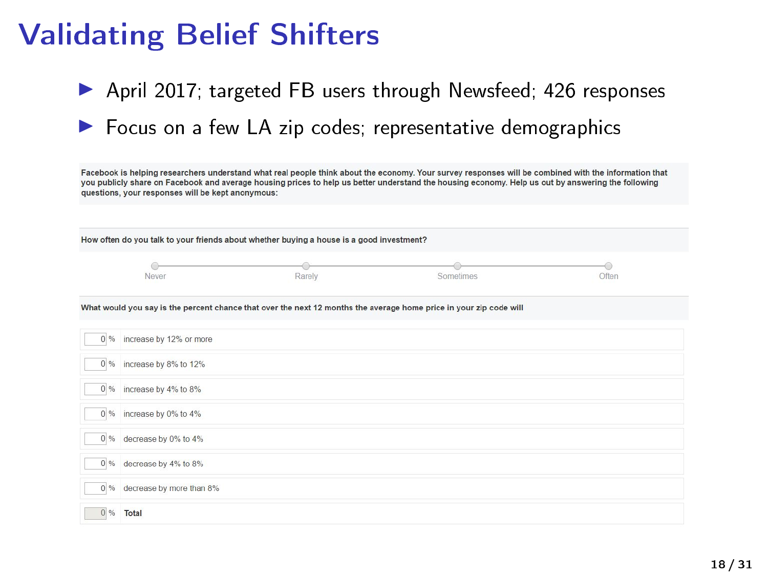# Validating Belief Shifters

- April 2017; targeted FB users through Newsfeed; 426 responses
- Focus on a few LA zip codes; representative demographics

Facebook is helping researchers understand what real people think about the economy. Your survey responses will be combined with the information that you publicly share on Facebook and average housing prices to help us better understand the housing economy. Help us out by answering the following questions, your responses will be kept anonymous:

How often do you talk to your friends about whether buying a house is a good investment?

Never — Rarely — Sometimes — Often

What would you say is the percent chance that over the next 12 months the average home price in your zip code will

| % | |
|---|---|
| 0 % | increase by 12% or more |
| 0 % | increase by 8% to 12% |
| 0 % | increase by 4% to 8% |
| 0 % | increase by 0% to 4% |
| 0 % | decrease by 0% to 4% |
| 0 % | decrease by 4% to 8% |
| 0 % | decrease by more than 8% |
| 0 % | **Total** |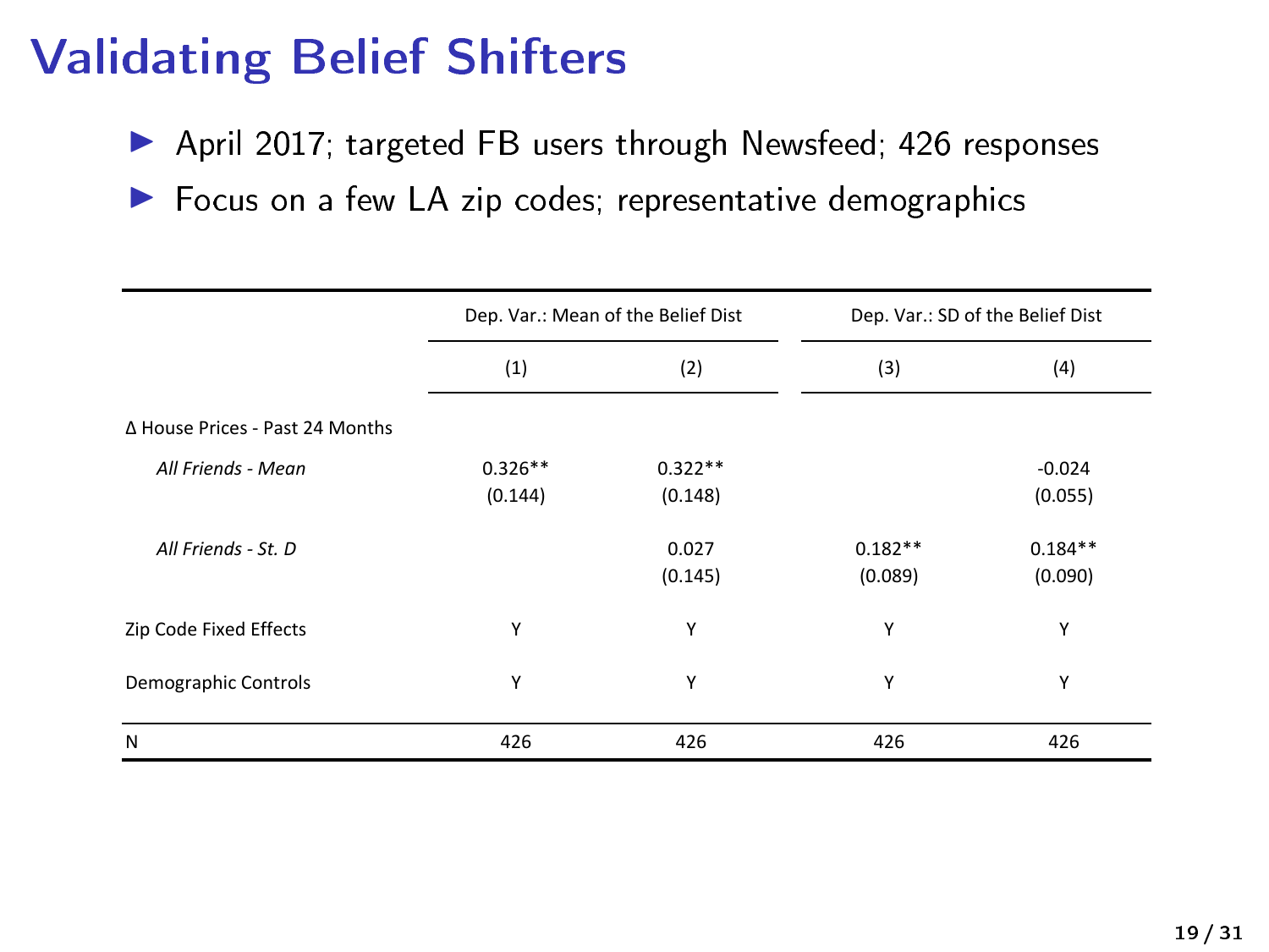# Validating Belief Shifters

- April 2017; targeted FB users through Newsfeed; 426 responses
- Focus on a few LA zip codes; representative demographics

| | Dep. Var.: Mean of the Belief Dist | | Dep. Var.: SD of the Belief Dist | |
|---|---|---|---|---|
| | (1) | (2) | (3) | (4) |
| Δ House Prices - Past 24 Months | | | | |
| *All Friends - Mean* | 0.326** | 0.322** | | -0.024 |
| | (0.144) | (0.148) | | (0.055) |
| *All Friends - St. D* | | 0.027 | 0.182** | 0.184** |
| | | (0.145) | (0.089) | (0.090) |
| Zip Code Fixed Effects | Y | Y | Y | Y |
| Demographic Controls | Y | Y | Y | Y |
| N | 426 | 426 | 426 | 426 |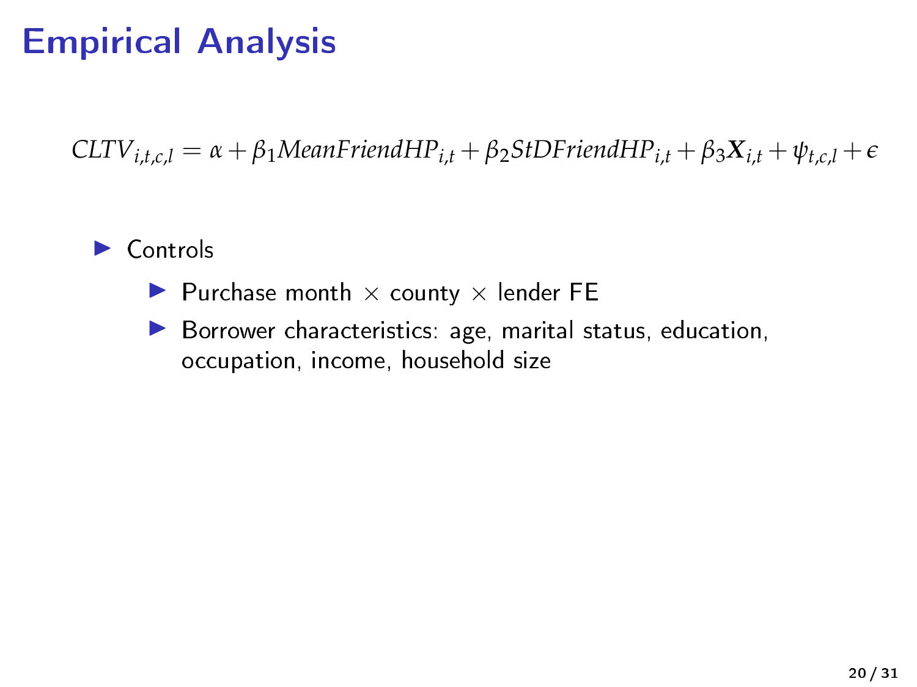# Empirical Analysis

$$CLTV_{i,t,c,l} = \alpha + \beta_1 MeanFriendHP_{i,t} + \beta_2 StDFriendHP_{i,t} + \beta_3 \mathbf{X}_{i,t} + \psi_{t,c,l} + \epsilon$$

- Controls
  - Purchase month $\times$ county $\times$ lender FE
  - Borrower characteristics: age, marital status, education, occupation, income, household size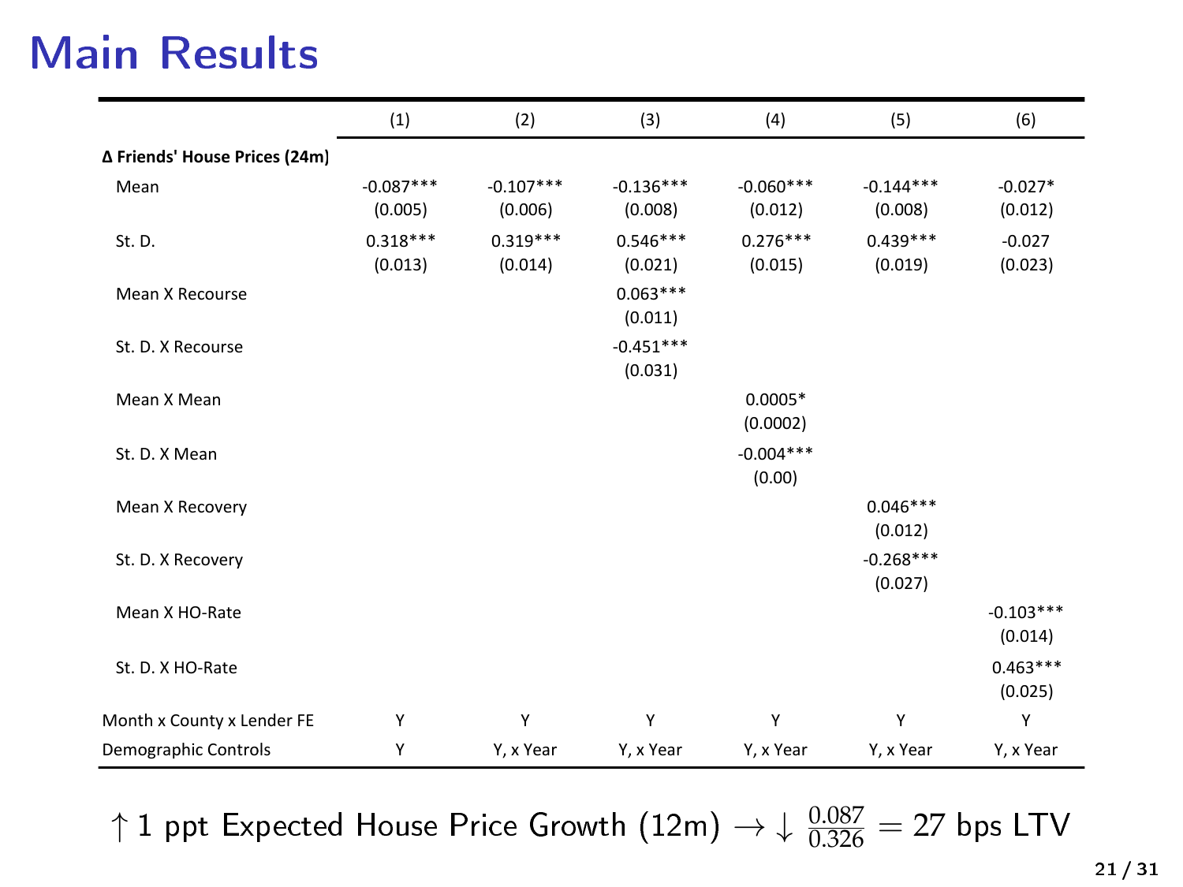# Main Results

| | (1) | (2) | (3) | (4) | (5) | (6) |
|---|---|---|---|---|---|---|
| **Δ Friends' House Prices (24m)** | | | | | | |
| Mean | -0.087*** | -0.107*** | -0.136*** | -0.060*** | -0.144*** | -0.027* |
| | (0.005) | (0.006) | (0.008) | (0.012) | (0.008) | (0.012) |
| St. D. | 0.318*** | 0.319*** | 0.546*** | 0.276*** | 0.439*** | -0.027 |
| | (0.013) | (0.014) | (0.021) | (0.015) | (0.019) | (0.023) |
| Mean X Recourse | | | 0.063*** | | | |
| | | | (0.011) | | | |
| St. D. X Recourse | | | -0.451*** | | | |
| | | | (0.031) | | | |
| Mean X Mean | | | | 0.0005* | | |
| | | | | (0.0002) | | |
| St. D. X Mean | | | | -0.004*** | | |
| | | | | (0.00) | | |
| Mean X Recovery | | | | | 0.046*** | |
| | | | | | (0.012) | |
| St. D. X Recovery | | | | | -0.268*** | |
| | | | | | (0.027) | |
| Mean X HO-Rate | | | | | | -0.103*** |
| | | | | | | (0.014) |
| St. D. X HO-Rate | | | | | | 0.463*** |
| | | | | | | (0.025) |
| Month x County x Lender FE | Y | Y | Y | Y | Y | Y |
| Demographic Controls | Y | Y, x Year | Y, x Year | Y, x Year | Y, x Year | Y, x Year |

$$\uparrow 1 \text{ ppt Expected House Price Growth (12m)} \rightarrow \downarrow \frac{0.087}{0.326} = 27 \text{ bps LTV}$$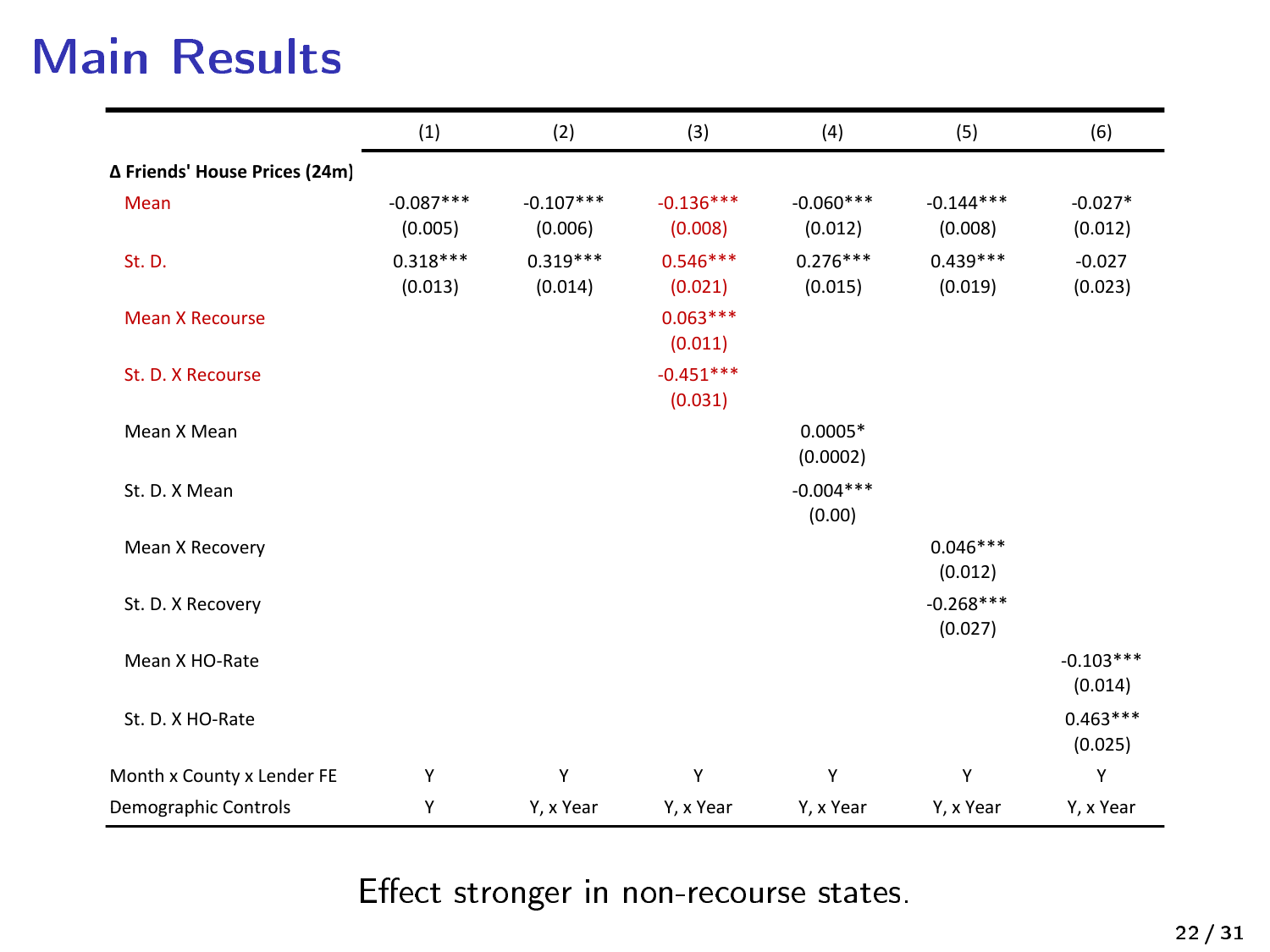# Main Results

| | (1) | (2) | (3) | (4) | (5) | (6) |
|---|---|---|---|---|---|---|
| **Δ Friends' House Prices (24m)** | | | | | | |
| Mean | -0.087*** | -0.107*** | -0.136*** | -0.060*** | -0.144*** | -0.027* |
| | (0.005) | (0.006) | (0.008) | (0.012) | (0.008) | (0.012) |
| St. D. | 0.318*** | 0.319*** | 0.546*** | 0.276*** | 0.439*** | -0.027 |
| | (0.013) | (0.014) | (0.021) | (0.015) | (0.019) | (0.023) |
| Mean X Recourse | | | 0.063*** | | | |
| | | | (0.011) | | | |
| St. D. X Recourse | | | -0.451*** | | | |
| | | | (0.031) | | | |
| Mean X Mean | | | | 0.0005* | | |
| | | | | (0.0002) | | |
| St. D. X Mean | | | | -0.004*** | | |
| | | | | (0.00) | | |
| Mean X Recovery | | | | | 0.046*** | |
| | | | | | (0.012) | |
| St. D. X Recovery | | | | | -0.268*** | |
| | | | | | (0.027) | |
| Mean X HO-Rate | | | | | | -0.103*** |
| | | | | | | (0.014) |
| St. D. X HO-Rate | | | | | | 0.463*** |
| | | | | | | (0.025) |
| Month x County x Lender FE | Y | Y | Y | Y | Y | Y |
| Demographic Controls | Y | Y, x Year | Y, x Year | Y, x Year | Y, x Year | Y, x Year |

Effect stronger in non-recourse states.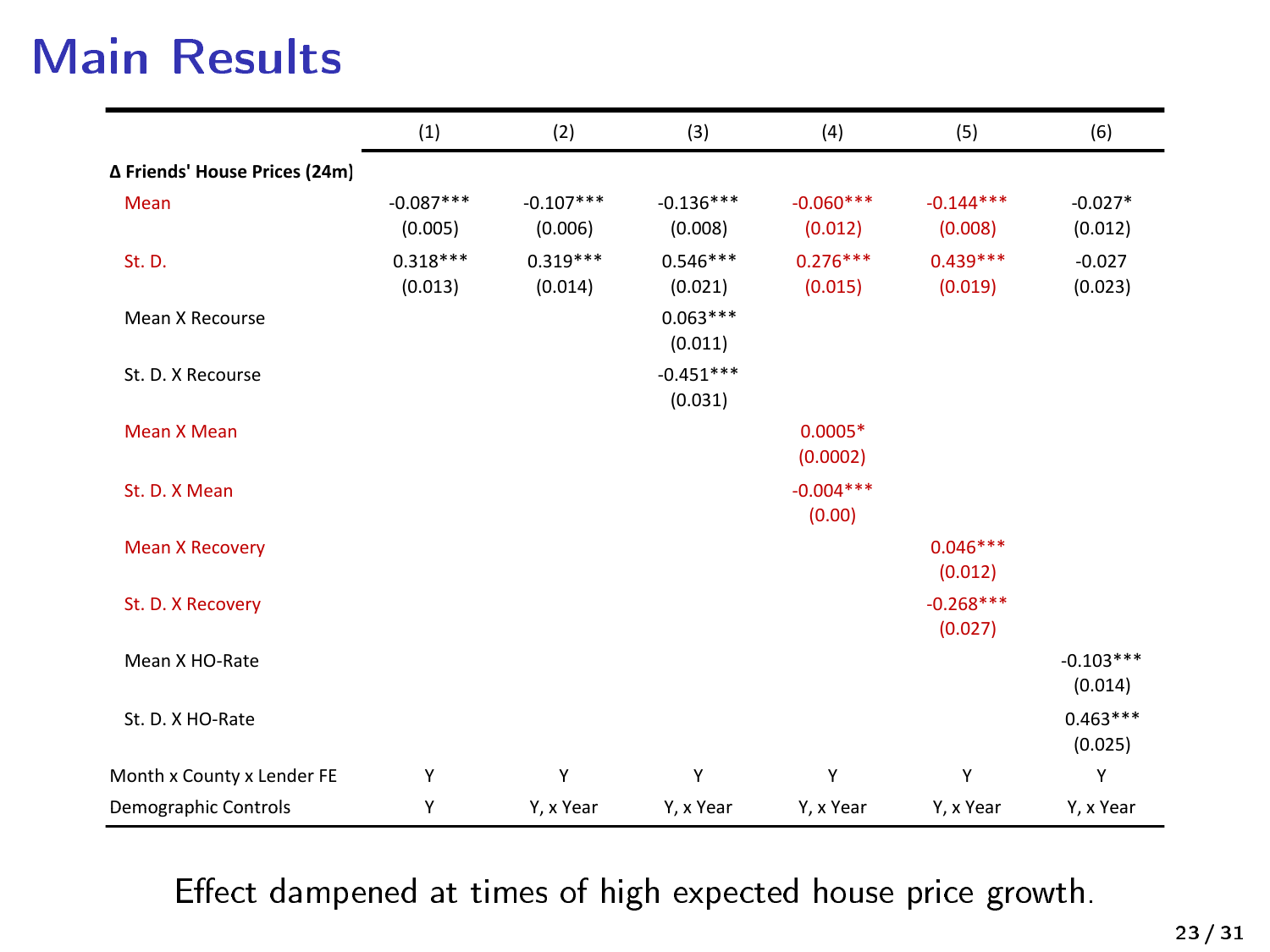# Main Results

| | (1) | (2) | (3) | (4) | (5) | (6) |
|---|---|---|---|---|---|---|
| **Δ Friends' House Prices (24m)** | | | | | | |
| Mean | -0.087*** | -0.107*** | -0.136*** | -0.060*** | -0.144*** | -0.027* |
| | (0.005) | (0.006) | (0.008) | (0.012) | (0.008) | (0.012) |
| St. D. | 0.318*** | 0.319*** | 0.546*** | 0.276*** | 0.439*** | -0.027 |
| | (0.013) | (0.014) | (0.021) | (0.015) | (0.019) | (0.023) |
| Mean X Recourse | | | 0.063*** | | | |
| | | | (0.011) | | | |
| St. D. X Recourse | | | -0.451*** | | | |
| | | | (0.031) | | | |
| Mean X Mean | | | | 0.0005* | | |
| | | | | (0.0002) | | |
| St. D. X Mean | | | | -0.004*** | | |
| | | | | (0.00) | | |
| Mean X Recovery | | | | | 0.046*** | |
| | | | | | (0.012) | |
| St. D. X Recovery | | | | | -0.268*** | |
| | | | | | (0.027) | |
| Mean X HO-Rate | | | | | | -0.103*** |
| | | | | | | (0.014) |
| St. D. X HO-Rate | | | | | | 0.463*** |
| | | | | | | (0.025) |
| Month x County x Lender FE | Y | Y | Y | Y | Y | Y |
| Demographic Controls | Y | Y, x Year | Y, x Year | Y, x Year | Y, x Year | Y, x Year |

Effect dampened at times of high expected house price growth.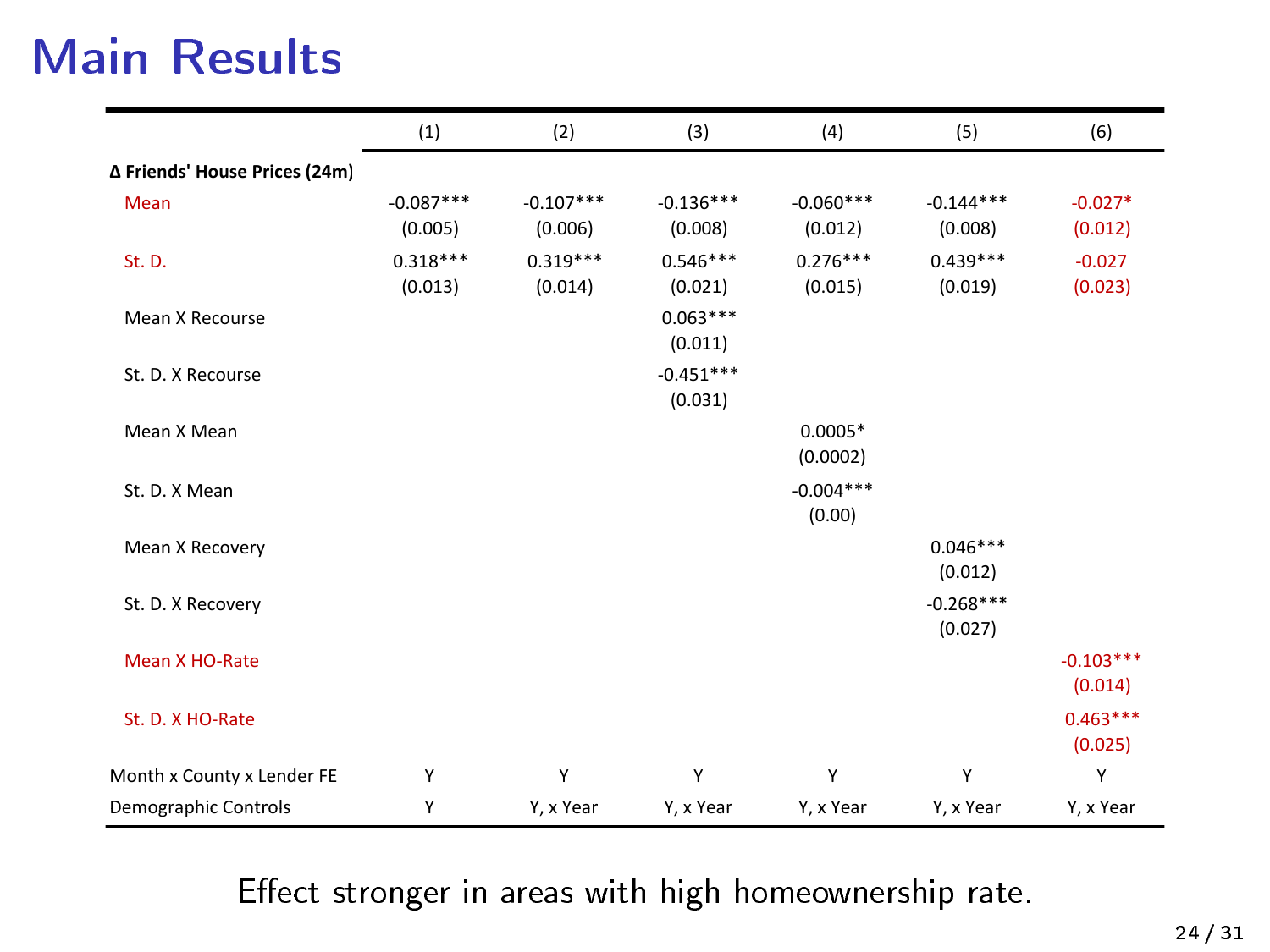# Main Results

| | (1) | (2) | (3) | (4) | (5) | (6) |
|---|---|---|---|---|---|---|
| **Δ Friends' House Prices (24m)** | | | | | | |
| Mean | -0.087*** | -0.107*** | -0.136*** | -0.060*** | -0.144*** | -0.027* |
| | (0.005) | (0.006) | (0.008) | (0.012) | (0.008) | (0.012) |
| St. D. | 0.318*** | 0.319*** | 0.546*** | 0.276*** | 0.439*** | -0.027 |
| | (0.013) | (0.014) | (0.021) | (0.015) | (0.019) | (0.023) |
| Mean X Recourse | | | 0.063*** | | | |
| | | | (0.011) | | | |
| St. D. X Recourse | | | -0.451*** | | | |
| | | | (0.031) | | | |
| Mean X Mean | | | | 0.0005* | | |
| | | | | (0.0002) | | |
| St. D. X Mean | | | | -0.004*** | | |
| | | | | (0.00) | | |
| Mean X Recovery | | | | | 0.046*** | |
| | | | | | (0.012) | |
| St. D. X Recovery | | | | | -0.268*** | |
| | | | | | (0.027) | |
| Mean X HO-Rate | | | | | | -0.103*** |
| | | | | | | (0.014) |
| St. D. X HO-Rate | | | | | | 0.463*** |
| | | | | | | (0.025) |
| Month x County x Lender FE | Y | Y | Y | Y | Y | Y |
| Demographic Controls | Y | Y, x Year | Y, x Year | Y, x Year | Y, x Year | Y, x Year |

Effect stronger in areas with high homeownership rate.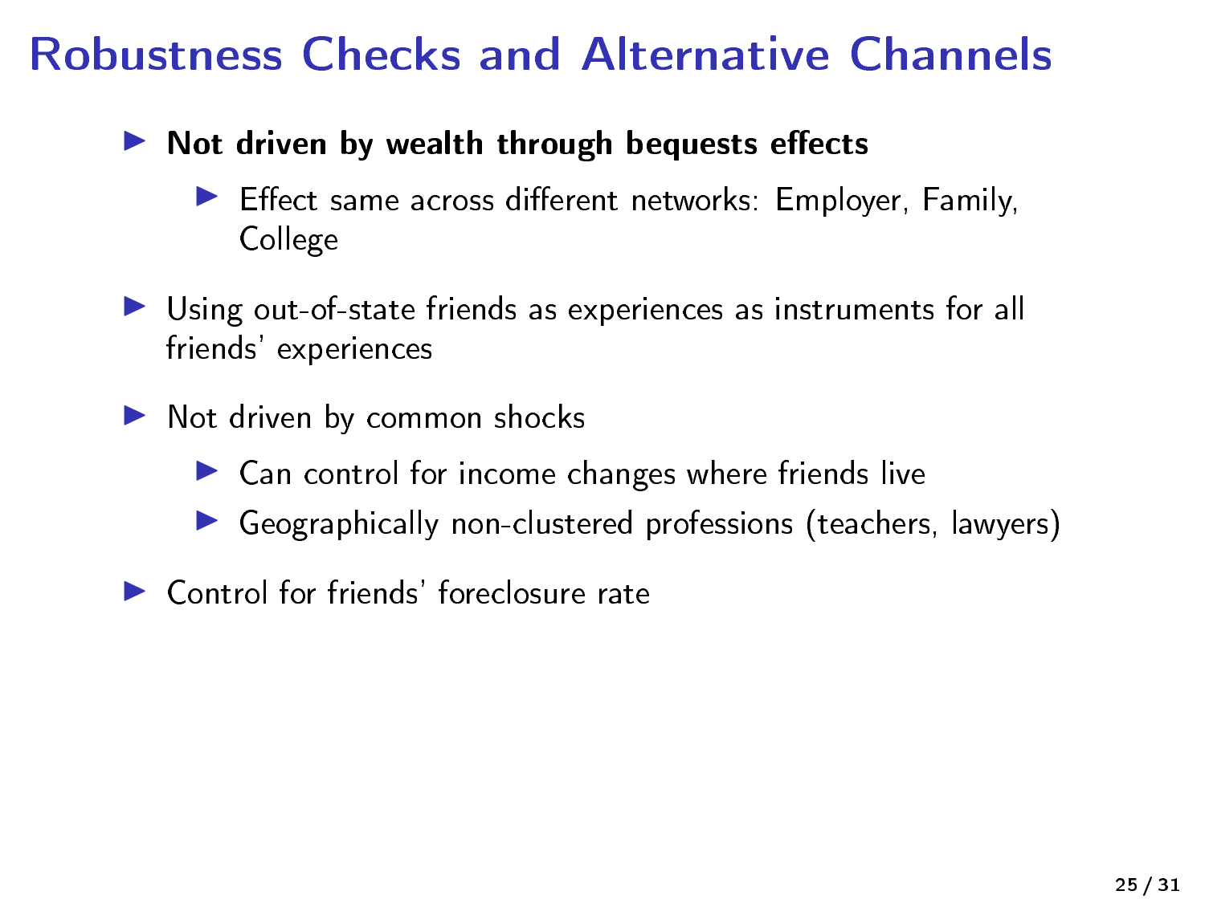# Robustness Checks and Alternative Channels

- **Not driven by wealth through bequests effects**
  - Effect same across different networks: Employer, Family, College
- Using out-of-state friends as experiences as instruments for all friends' experiences
- Not driven by common shocks
  - Can control for income changes where friends live
  - Geographically non-clustered professions (teachers, lawyers)
- Control for friends' foreclosure rate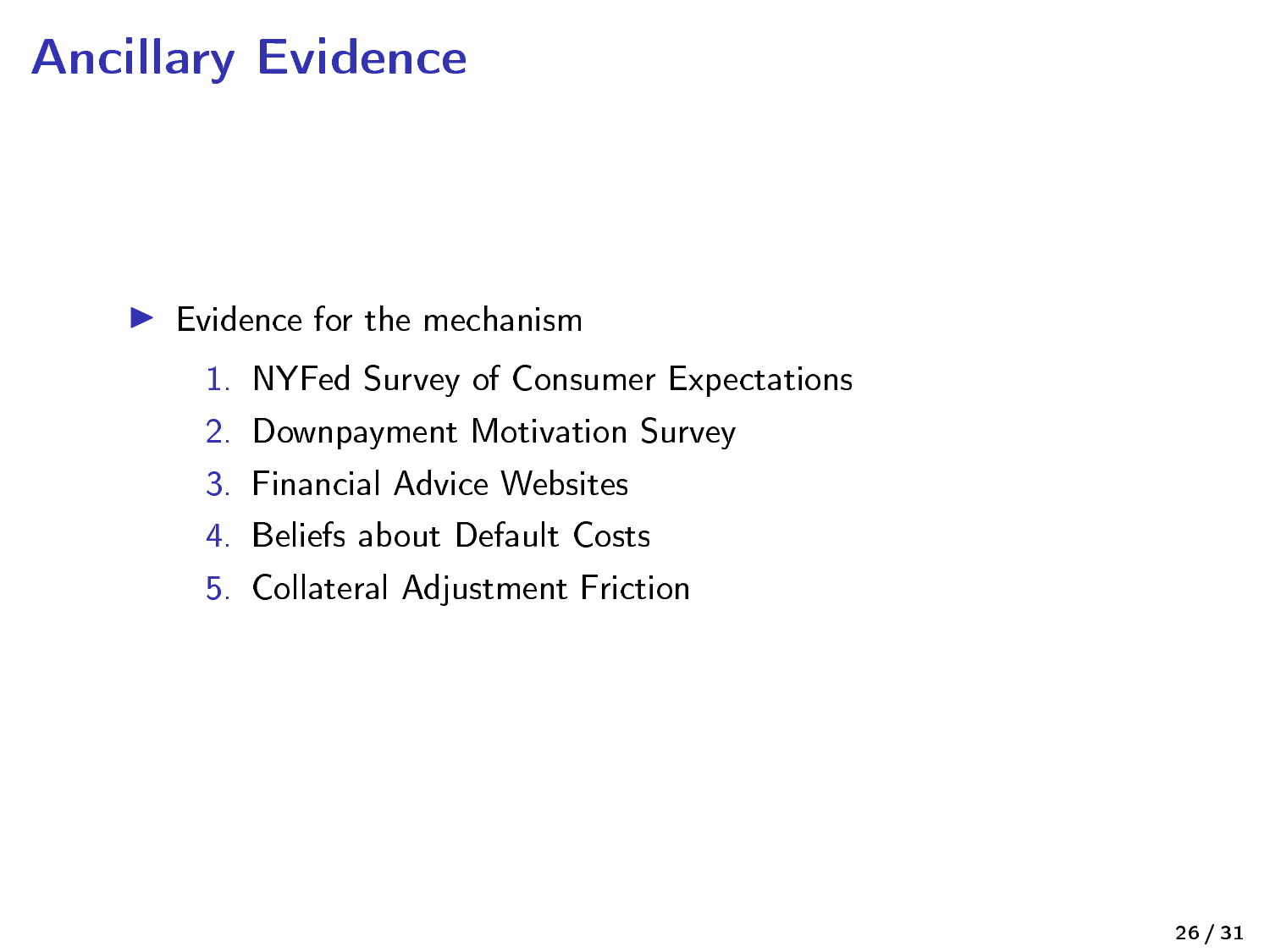# Ancillary Evidence

- Evidence for the mechanism
  1. NYFed Survey of Consumer Expectations
  2. Downpayment Motivation Survey
  3. Financial Advice Websites
  4. Beliefs about Default Costs
  5. Collateral Adjustment Friction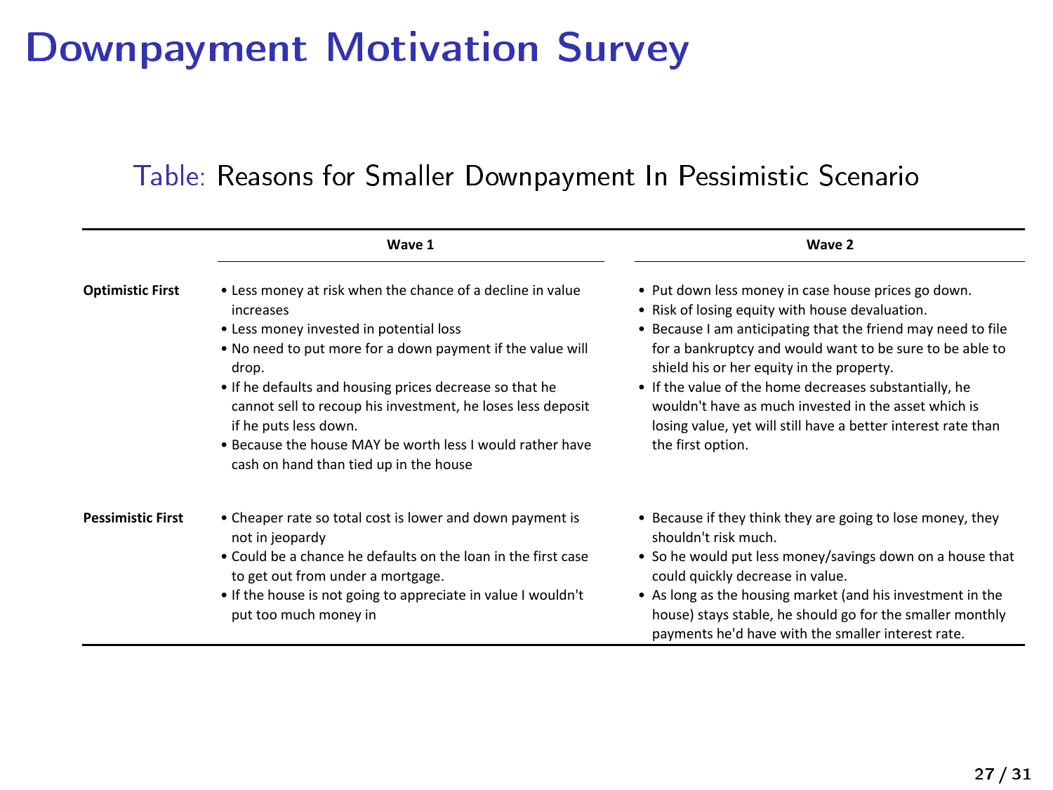# Downpayment Motivation Survey

Table: Reasons for Smaller Downpayment In Pessimistic Scenario

| | Wave 1 | Wave 2 |
|---|---|---|
| **Optimistic First** | • Less money at risk when the chance of a decline in value increases<br>• Less money invested in potential loss<br>• No need to put more for a down payment if the value will drop.<br>• If he defaults and housing prices decrease so that he cannot sell to recoup his investment, he loses less deposit if he puts less down.<br>• Because the house MAY be worth less I would rather have cash on hand than tied up in the house | • Put down less money in case house prices go down.<br>• Risk of losing equity with house devaluation.<br>• Because I am anticipating that the friend may need to file for a bankruptcy and would want to be sure to be able to shield his or her equity in the property.<br>• If the value of the home decreases substantially, he wouldn't have as much invested in the asset which is losing value, yet will still have a better interest rate than the first option. |
| **Pessimistic First** | • Cheaper rate so total cost is lower and down payment is not in jeopardy<br>• Could be a chance he defaults on the loan in the first case to get out from under a mortgage.<br>• If the house is not going to appreciate in value I wouldn't put too much money in | • Because if they think they are going to lose money, they shouldn't risk much.<br>• So he would put less money/savings down on a house that could quickly decrease in value.<br>• As long as the housing market (and his investment in the house) stays stable, he should go for the smaller monthly payments he'd have with the smaller interest rate. |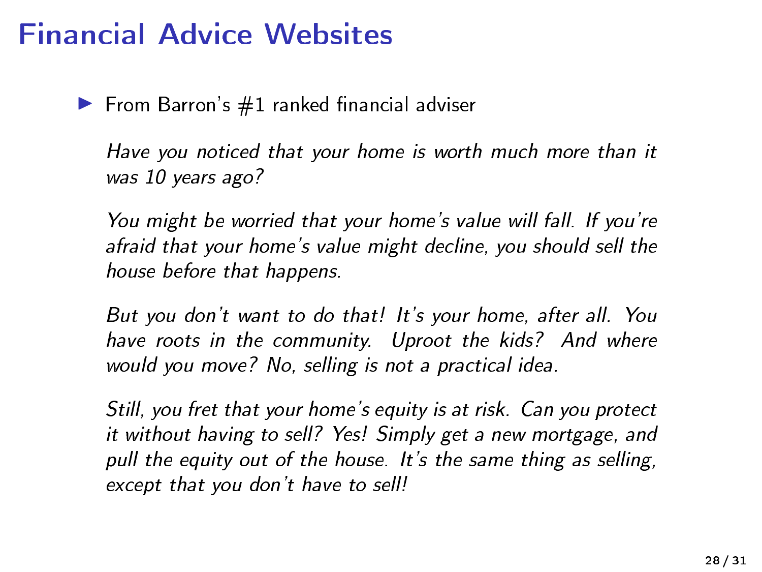# Financial Advice Websites

- From Barron's #1 ranked financial adviser

  *Have you noticed that your home is worth much more than it was 10 years ago?*

  *You might be worried that your home's value will fall. If you're afraid that your home's value might decline, you should sell the house before that happens.*

  *But you don't want to do that! It's your home, after all. You have roots in the community. Uproot the kids? And where would you move? No, selling is not a practical idea.*

  *Still, you fret that your home's equity is at risk. Can you protect it without having to sell? Yes! Simply get a new mortgage, and pull the equity out of the house. It's the same thing as selling, except that you don't have to sell!*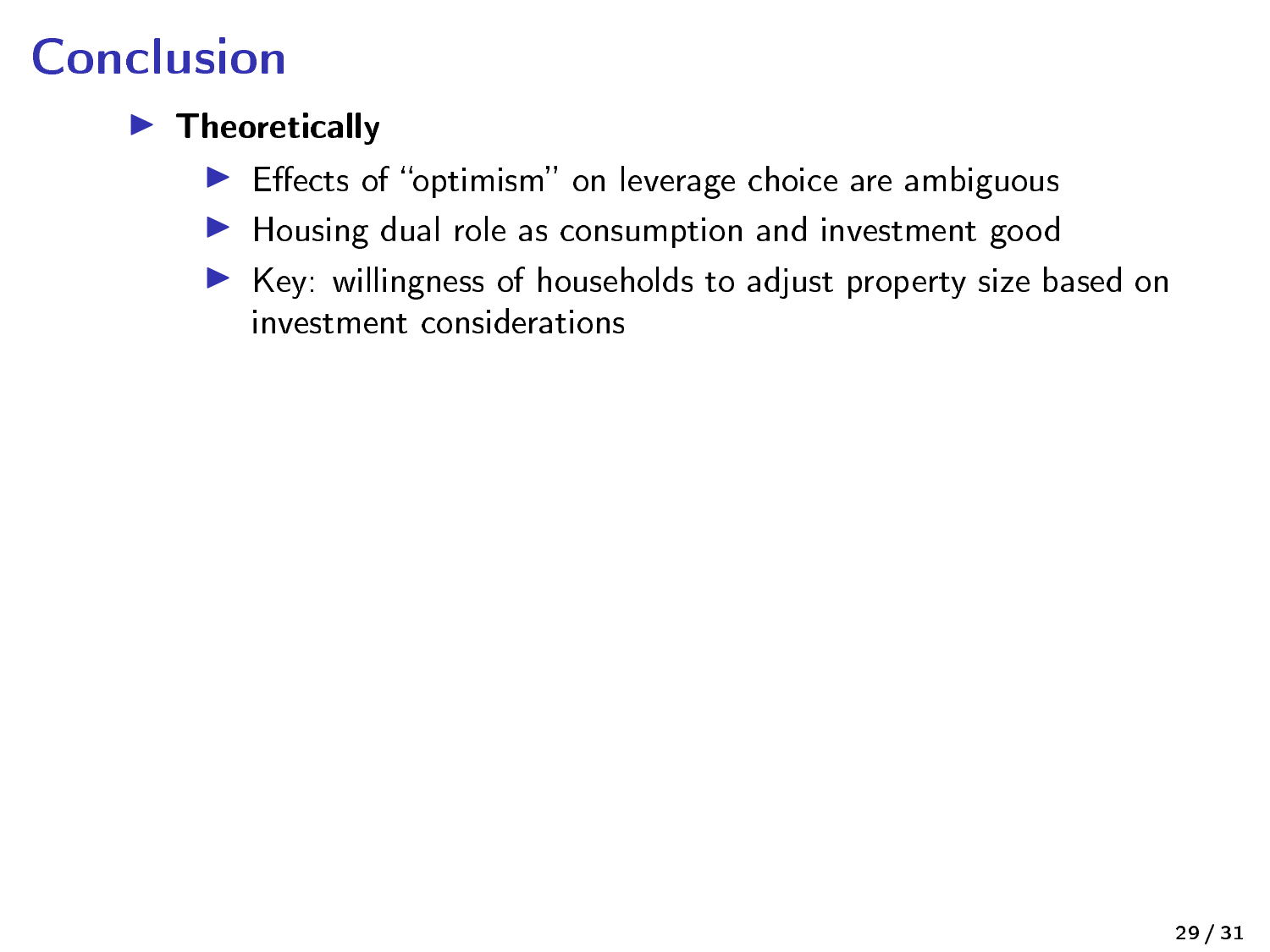# Conclusion

- **Theoretically**
  - Effects of “optimism” on leverage choice are ambiguous
  - Housing dual role as consumption and investment good
  - Key: willingness of households to adjust property size based on investment considerations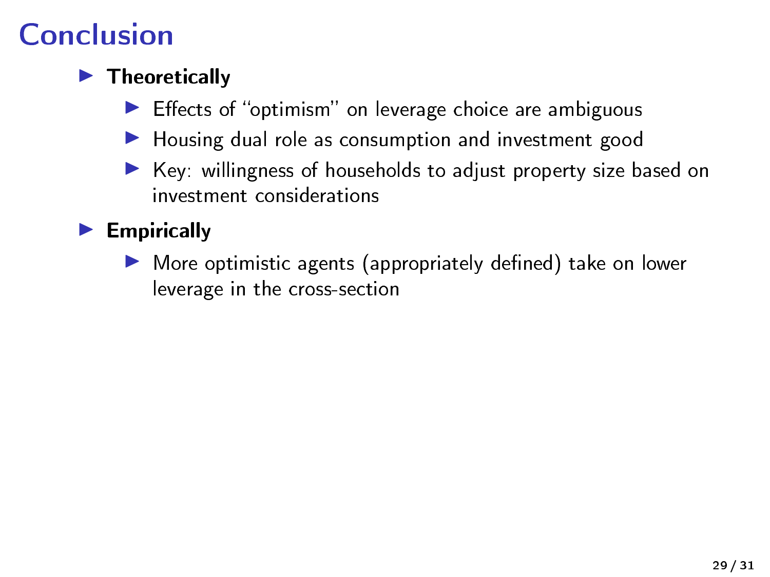# Conclusion

- **Theoretically**
  - Effects of "optimism" on leverage choice are ambiguous
  - Housing dual role as consumption and investment good
  - Key: willingness of households to adjust property size based on investment considerations
- **Empirically**
  - More optimistic agents (appropriately defined) take on lower leverage in the cross-section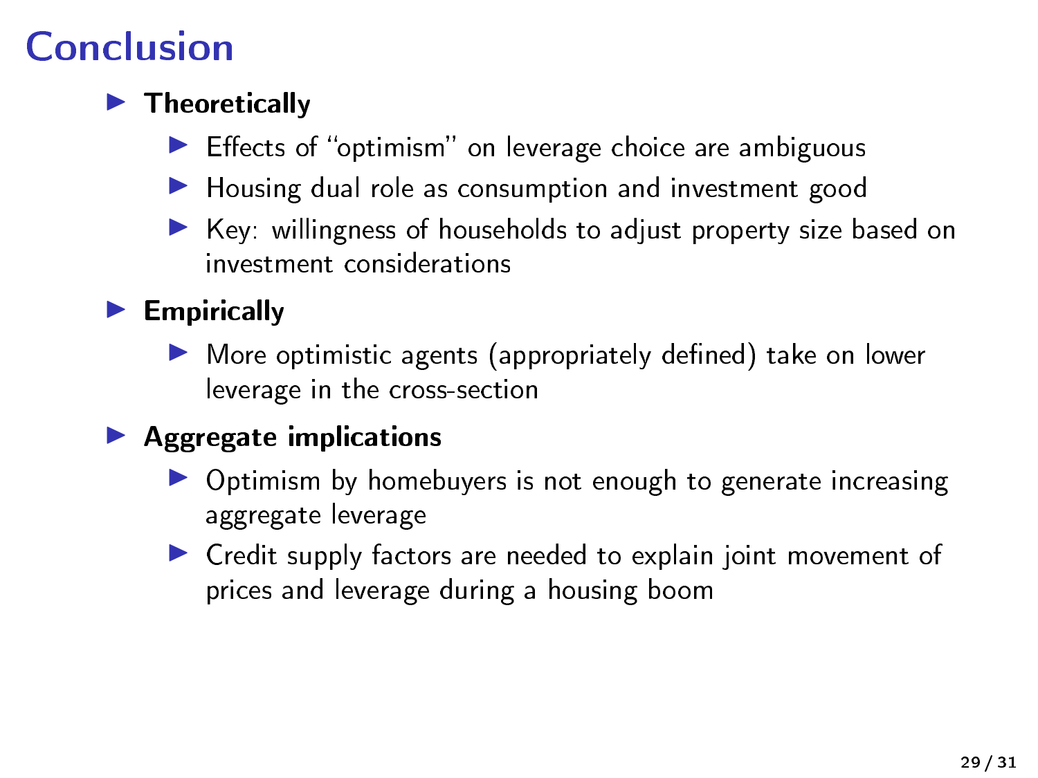# Conclusion

- **Theoretically**
  - Effects of "optimism" on leverage choice are ambiguous
  - Housing dual role as consumption and investment good
  - Key: willingness of households to adjust property size based on investment considerations
- **Empirically**
  - More optimistic agents (appropriately defined) take on lower leverage in the cross-section
- **Aggregate implications**
  - Optimism by homebuyers is not enough to generate increasing aggregate leverage
  - Credit supply factors are needed to explain joint movement of prices and leverage during a housing boom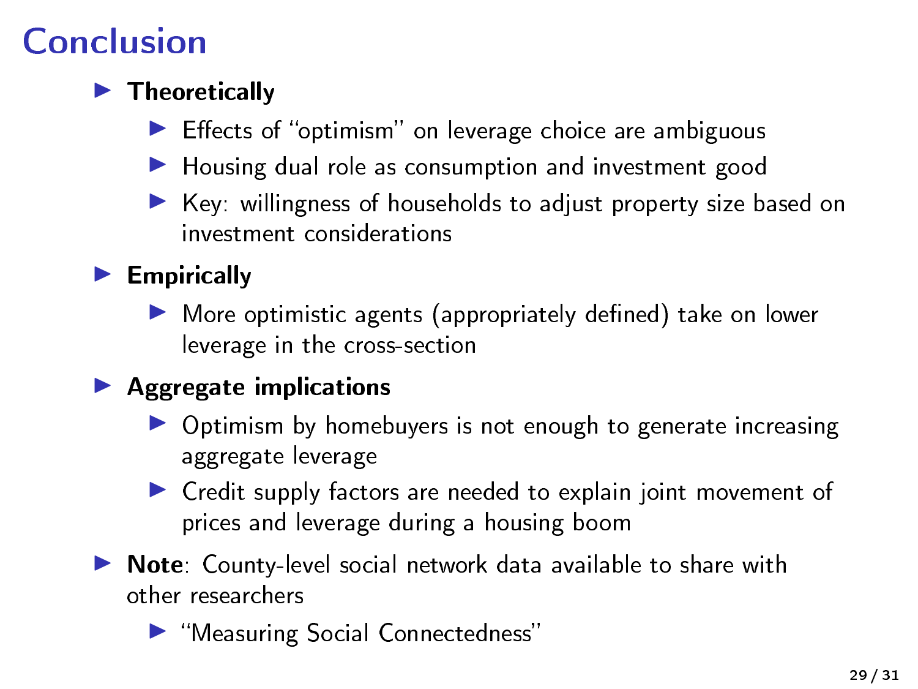# Conclusion

- **Theoretically**
  - Effects of "optimism" on leverage choice are ambiguous
  - Housing dual role as consumption and investment good
  - Key: willingness of households to adjust property size based on investment considerations
- **Empirically**
  - More optimistic agents (appropriately defined) take on lower leverage in the cross-section
- **Aggregate implications**
  - Optimism by homebuyers is not enough to generate increasing aggregate leverage
  - Credit supply factors are needed to explain joint movement of prices and leverage during a housing boom
- **Note**: County-level social network data available to share with other researchers
  - "Measuring Social Connectedness"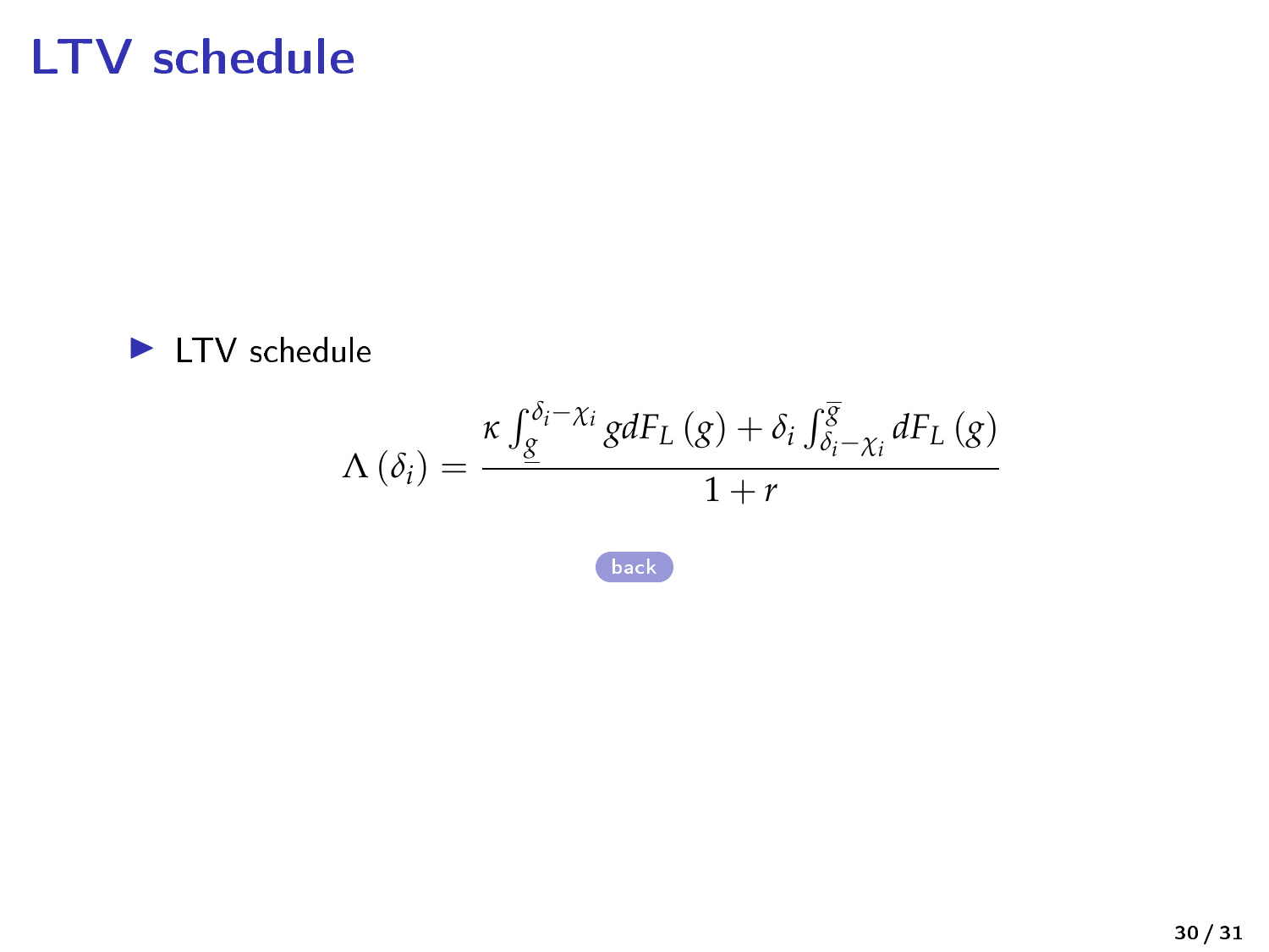# LTV schedule

- LTV schedule

$$\Lambda(\delta_i) = \frac{\kappa \int_{\underline{g}}^{\delta_i - \chi_i} g dF_L(g) + \delta_i \int_{\delta_i - \chi_i}^{\overline{g}} dF_L(g)}{1 + r}$$

back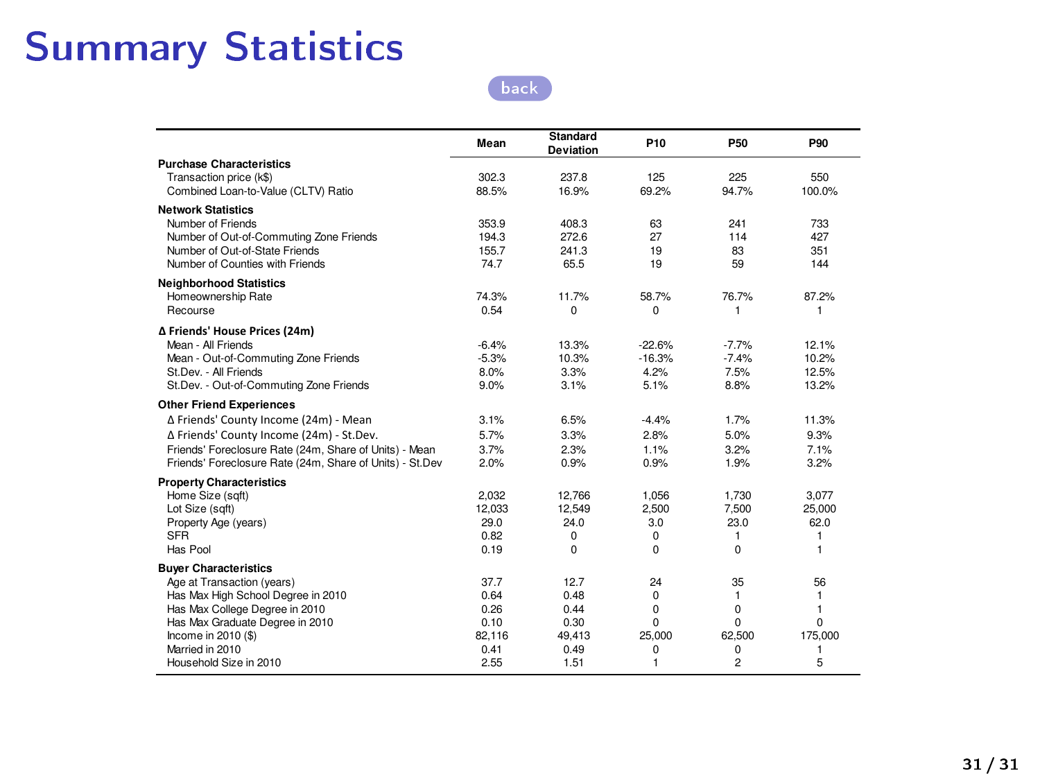# Summary Statistics

back

| | Mean | Standard Deviation | P10 | P50 | P90 |
|---|---|---|---|---|---|
| **Purchase Characteristics** | | | | | |
| Transaction price (k$) | 302.3 | 237.8 | 125 | 225 | 550 |
| Combined Loan-to-Value (CLTV) Ratio | 88.5% | 16.9% | 69.2% | 94.7% | 100.0% |
| **Network Statistics** | | | | | |
| Number of Friends | 353.9 | 408.3 | 63 | 241 | 733 |
| Number of Out-of-Commuting Zone Friends | 194.3 | 272.6 | 27 | 114 | 427 |
| Number of Out-of-State Friends | 155.7 | 241.3 | 19 | 83 | 351 |
| Number of Counties with Friends | 74.7 | 65.5 | 19 | 59 | 144 |
| **Neighborhood Statistics** | | | | | |
| Homeownership Rate | 74.3% | 11.7% | 58.7% | 76.7% | 87.2% |
| Recourse | 0.54 | 0 | 0 | 1 | 1 |
| **Δ Friends' House Prices (24m)** | | | | | |
| Mean - All Friends | -6.4% | 13.3% | -22.6% | -7.7% | 12.1% |
| Mean - Out-of-Commuting Zone Friends | -5.3% | 10.3% | -16.3% | -7.4% | 10.2% |
| St.Dev. - All Friends | 8.0% | 3.3% | 4.2% | 7.5% | 12.5% |
| St.Dev. - Out-of-Commuting Zone Friends | 9.0% | 3.1% | 5.1% | 8.8% | 13.2% |
| **Other Friend Experiences** | | | | | |
| Δ Friends' County Income (24m) - Mean | 3.1% | 6.5% | -4.4% | 1.7% | 11.3% |
| Δ Friends' County Income (24m) - St.Dev. | 5.7% | 3.3% | 2.8% | 5.0% | 9.3% |
| Friends' Foreclosure Rate (24m, Share of Units) - Mean | 3.7% | 2.3% | 1.1% | 3.2% | 7.1% |
| Friends' Foreclosure Rate (24m, Share of Units) - St.Dev | 2.0% | 0.9% | 0.9% | 1.9% | 3.2% |
| **Property Characteristics** | | | | | |
| Home Size (sqft) | 2,032 | 12,766 | 1,056 | 1,730 | 3,077 |
| Lot Size (sqft) | 12,033 | 12,549 | 2,500 | 7,500 | 25,000 |
| Property Age (years) | 29.0 | 24.0 | 3.0 | 23.0 | 62.0 |
| SFR | 0.82 | 0 | 0 | 1 | 1 |
| Has Pool | 0.19 | 0 | 0 | 0 | 1 |
| **Buyer Characteristics** | | | | | |
| Age at Transaction (years) | 37.7 | 12.7 | 24 | 35 | 56 |
| Has Max High School Degree in 2010 | 0.64 | 0.48 | 0 | 1 | 1 |
| Has Max College Degree in 2010 | 0.26 | 0.44 | 0 | 0 | 1 |
| Has Max Graduate Degree in 2010 | 0.10 | 0.30 | 0 | 0 | 0 |
| Income in 2010 ($) | 82,116 | 49,413 | 25,000 | 62,500 | 175,000 |
| Married in 2010 | 0.41 | 0.49 | 0 | 0 | 1 |
| Household Size in 2010 | 2.55 | 1.51 | 1 | 2 | 5 |